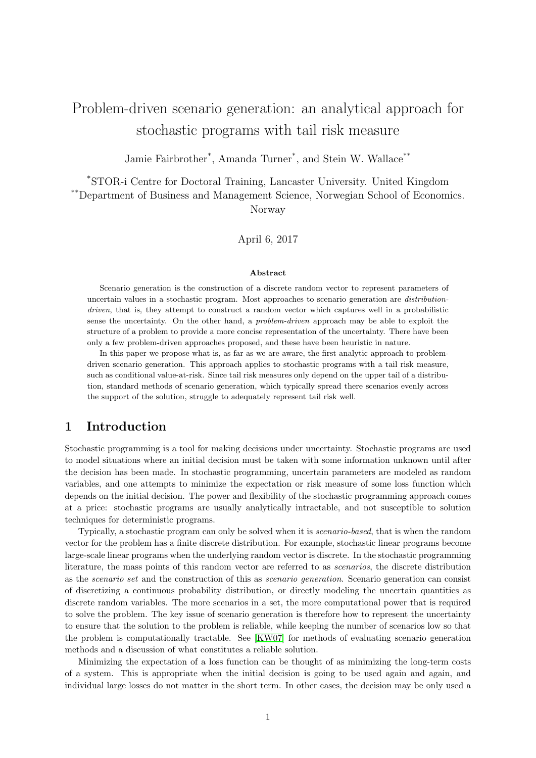# Problem-driven scenario generation: an analytical approach for stochastic programs with tail risk measure

Jamie Fairbrother[*], Amanda Turner[*], and Stein W. Wallace[**]

[*]STOR-i Centre for Doctoral Training, Lancaster University. United Kingdom
[**]Department of Business and Management Science, Norwegian School of Economics. Norway

April 6, 2017

**Abstract**

Scenario generation is the construction of a discrete random vector to represent parameters of uncertain values in a stochastic program. Most approaches to scenario generation are *distribution-driven*, that is, they attempt to construct a random vector which captures well in a probabilistic sense the uncertainty. On the other hand, a *problem-driven* approach may be able to exploit the structure of a problem to provide a more concise representation of the uncertainty. There have been only a few problem-driven approaches proposed, and these have been heuristic in nature.

In this paper we propose what is, as far as we are aware, the first analytic approach to problem-driven scenario generation. This approach applies to stochastic programs with a tail risk measure, such as conditional value-at-risk. Since tail risk measures only depend on the upper tail of a distribution, standard methods of scenario generation, which typically spread there scenarios evenly across the support of the solution, struggle to adequately represent tail risk well.

## 1 Introduction

Stochastic programming is a tool for making decisions under uncertainty. Stochastic programs are used to model situations where an initial decision must be taken with some information unknown until after the decision has been made. In stochastic programming, uncertain parameters are modeled as random variables, and one attempts to minimize the expectation or risk measure of some loss function which depends on the initial decision. The power and flexibility of the stochastic programming approach comes at a price: stochastic programs are usually analytically intractable, and not susceptible to solution techniques for deterministic programs.

Typically, a stochastic program can only be solved when it is *scenario-based*, that is when the random vector for the problem has a finite discrete distribution. For example, stochastic linear programs become large-scale linear programs when the underlying random vector is discrete. In the stochastic programming literature, the mass points of this random vector are referred to as *scenarios*, the discrete distribution as the *scenario set* and the construction of this as *scenario generation*. Scenario generation can consist of discretizing a continuous probability distribution, or directly modeling the uncertain quantities as discrete random variables. The more scenarios in a set, the more computational power that is required to solve the problem. The key issue of scenario generation is therefore how to represent the uncertainty to ensure that the solution to the problem is reliable, while keeping the number of scenarios low so that the problem is computationally tractable. See [KW07] for methods of evaluating scenario generation methods and a discussion of what constitutes a reliable solution.

Minimizing the expectation of a loss function can be thought of as minimizing the long-term costs of a system. This is appropriate when the initial decision is going to be used again and again, and individual large losses do not matter in the short term. In other cases, the decision may be only used a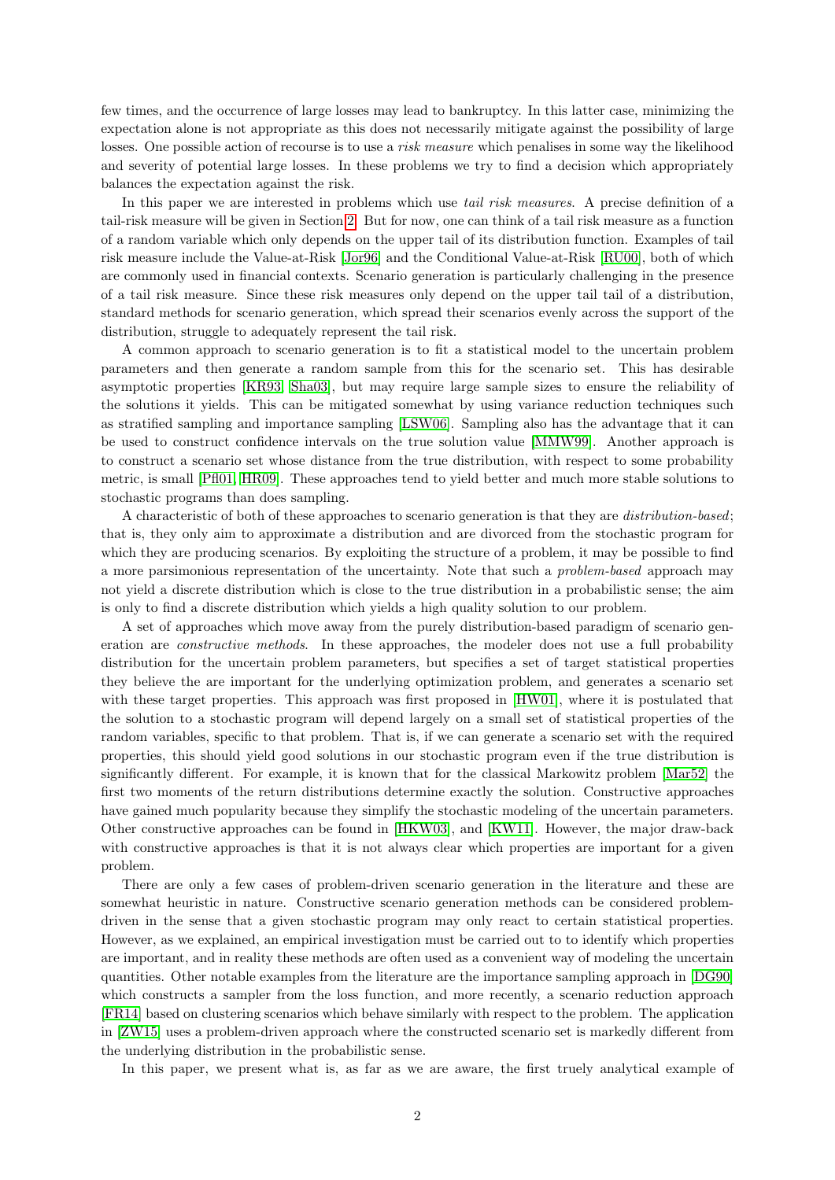few times, and the occurrence of large losses may lead to bankruptcy. In this latter case, minimizing the expectation alone is not appropriate as this does not necessarily mitigate against the possibility of large losses. One possible action of recourse is to use a *risk measure* which penalises in some way the likelihood and severity of potential large losses. In these problems we try to find a decision which appropriately balances the expectation against the risk.

In this paper we are interested in problems which use *tail risk measures*. A precise definition of a tail-risk measure will be given in Section 2. But for now, one can think of a tail risk measure as a function of a random variable which only depends on the upper tail of its distribution function. Examples of tail risk measure include the Value-at-Risk [Jor96] and the Conditional Value-at-Risk [RU00], both of which are commonly used in financial contexts. Scenario generation is particularly challenging in the presence of a tail risk measure. Since these risk measures only depend on the upper tail tail of a distribution, standard methods for scenario generation, which spread their scenarios evenly across the support of the distribution, struggle to adequately represent the tail risk.

A common approach to scenario generation is to fit a statistical model to the uncertain problem parameters and then generate a random sample from this for the scenario set. This has desirable asymptotic properties [KR93, Sha03], but may require large sample sizes to ensure the reliability of the solutions it yields. This can be mitigated somewhat by using variance reduction techniques such as stratified sampling and importance sampling [LSW06]. Sampling also has the advantage that it can be used to construct confidence intervals on the true solution value [MMW99]. Another approach is to construct a scenario set whose distance from the true distribution, with respect to some probability metric, is small [Pfl01, HR09]. These approaches tend to yield better and much more stable solutions to stochastic programs than does sampling.

A characteristic of both of these approaches to scenario generation is that they are *distribution-based*; that is, they only aim to approximate a distribution and are divorced from the stochastic program for which they are producing scenarios. By exploiting the structure of a problem, it may be possible to find a more parsimonious representation of the uncertainty. Note that such a *problem-based* approach may not yield a discrete distribution which is close to the true distribution in a probabilistic sense; the aim is only to find a discrete distribution which yields a high quality solution to our problem.

A set of approaches which move away from the purely distribution-based paradigm of scenario generation are *constructive methods*. In these approaches, the modeler does not use a full probability distribution for the uncertain problem parameters, but specifies a set of target statistical properties they believe the are important for the underlying optimization problem, and generates a scenario set with these target properties. This approach was first proposed in [HW01], where it is postulated that the solution to a stochastic program will depend largely on a small set of statistical properties of the random variables, specific to that problem. That is, if we can generate a scenario set with the required properties, this should yield good solutions in our stochastic program even if the true distribution is significantly different. For example, it is known that for the classical Markowitz problem [Mar52] the first two moments of the return distributions determine exactly the solution. Constructive approaches have gained much popularity because they simplify the stochastic modeling of the uncertain parameters. Other constructive approaches can be found in [HKW03], and [KW11]. However, the major draw-back with constructive approaches is that it is not always clear which properties are important for a given problem.

There are only a few cases of problem-driven scenario generation in the literature and these are somewhat heuristic in nature. Constructive scenario generation methods can be considered problem-driven in the sense that a given stochastic program may only react to certain statistical properties. However, as we explained, an empirical investigation must be carried out to to identify which properties are important, and in reality these methods are often used as a convenient way of modeling the uncertain quantities. Other notable examples from the literature are the importance sampling approach in [DG90] which constructs a sampler from the loss function, and more recently, a scenario reduction approach [FR14] based on clustering scenarios which behave similarly with respect to the problem. The application in [ZW15] uses a problem-driven approach where the constructed scenario set is markedly different from the underlying distribution in the probabilistic sense.

In this paper, we present what is, as far as we are aware, the first truely analytical example of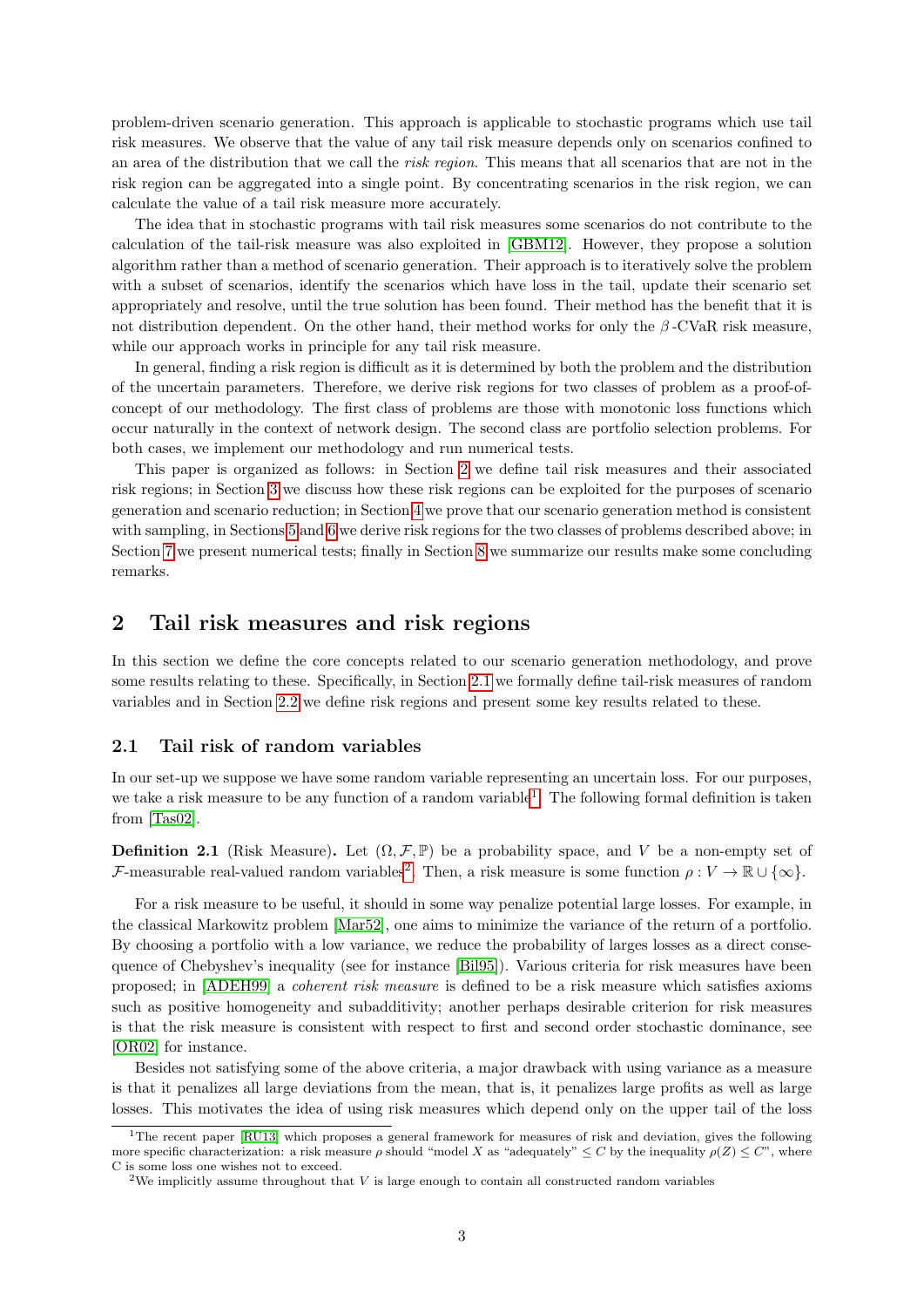problem-driven scenario generation. This approach is applicable to stochastic programs which use tail risk measures. We observe that the value of any tail risk measure depends only on scenarios confined to an area of the distribution that we call the *risk region*. This means that all scenarios that are not in the risk region can be aggregated into a single point. By concentrating scenarios in the risk region, we can calculate the value of a tail risk measure more accurately.

The idea that in stochastic programs with tail risk measures some scenarios do not contribute to the calculation of the tail-risk measure was also exploited in [GBM12]. However, they propose a solution algorithm rather than a method of scenario generation. Their approach is to iteratively solve the problem with a subset of scenarios, identify the scenarios which have loss in the tail, update their scenario set appropriately and resolve, until the true solution has been found. Their method has the benefit that it is not distribution dependent. On the other hand, their method works for only the $\beta$-CVaR risk measure, while our approach works in principle for any tail risk measure.

In general, finding a risk region is difficult as it is determined by both the problem and the distribution of the uncertain parameters. Therefore, we derive risk regions for two classes of problem as a proof-of-concept of our methodology. The first class of problems are those with monotonic loss functions which occur naturally in the context of network design. The second class are portfolio selection problems. For both cases, we implement our methodology and run numerical tests.

This paper is organized as follows: in Section 2 we define tail risk measures and their associated risk regions; in Section 3 we discuss how these risk regions can be exploited for the purposes of scenario generation and scenario reduction; in Section 4 we prove that our scenario generation method is consistent with sampling, in Sections 5 and 6 we derive risk regions for the two classes of problems described above; in Section 7 we present numerical tests; finally in Section 8 we summarize our results make some concluding remarks.

## 2 Tail risk measures and risk regions

In this section we define the core concepts related to our scenario generation methodology, and prove some results relating to these. Specifically, in Section 2.1 we formally define tail-risk measures of random variables and in Section 2.2 we define risk regions and present some key results related to these.

### 2.1 Tail risk of random variables

In our set-up we suppose we have some random variable representing an uncertain loss. For our purposes, we take a risk measure to be any function of a random variable[1]. The following formal definition is taken from [Tas02].

**Definition 2.1** (Risk Measure)**.** Let $(\Omega, \mathcal{F}, \mathbb{P})$ be a probability space, and $V$ be a non-empty set of $\mathcal{F}$-measurable real-valued random variables[2]. Then, a risk measure is some function $\rho : V \to \mathbb{R} \cup \{\infty\}$.

For a risk measure to be useful, it should in some way penalize potential large losses. For example, in the classical Markowitz problem [Mar52], one aims to minimize the variance of the return of a portfolio. By choosing a portfolio with a low variance, we reduce the probability of larges losses as a direct consequence of Chebyshev's inequality (see for instance [Bil95]). Various criteria for risk measures have been proposed; in [ADEH99] a *coherent risk measure* is defined to be a risk measure which satisfies axioms such as positive homogeneity and subadditivity; another perhaps desirable criterion for risk measures is that the risk measure is consistent with respect to first and second order stochastic dominance, see [OR02] for instance.

Besides not satisfying some of the above criteria, a major drawback with using variance as a measure is that it penalizes all large deviations from the mean, that is, it penalizes large profits as well as large losses. This motivates the idea of using risk measures which depend only on the upper tail of the loss

[1] The recent paper [RU13] which proposes a general framework for measures of risk and deviation, gives the following more specific characterization: a risk measure $\rho$ should "model $X$ as "adequately" $\leq C$ by the inequality $\rho(Z) \leq C$", where C is some loss one wishes not to exceed.

[2] We implicitly assume throughout that $V$ is large enough to contain all constructed random variables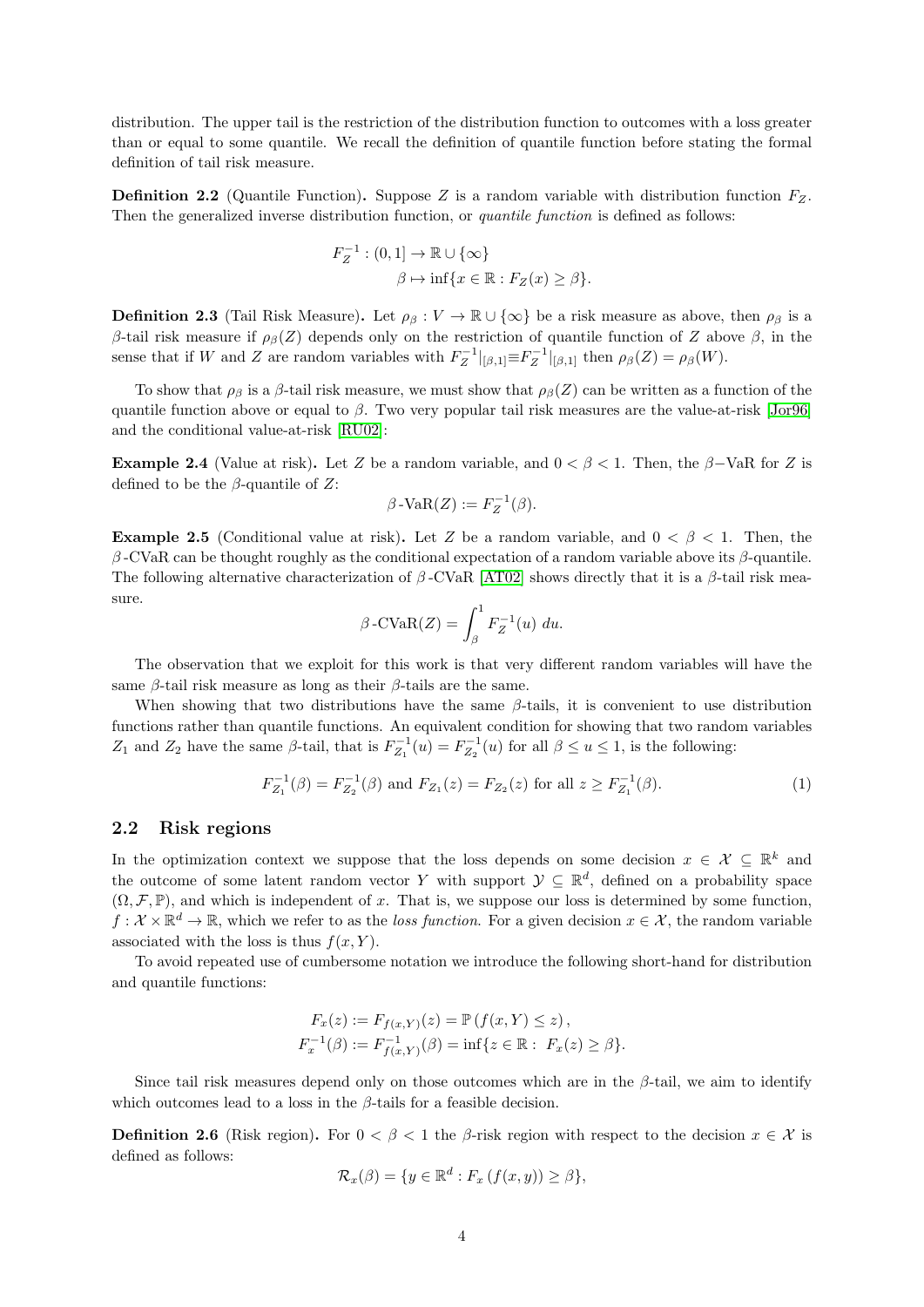distribution. The upper tail is the restriction of the distribution function to outcomes with a loss greater than or equal to some quantile. We recall the definition of quantile function before stating the formal definition of tail risk measure.

**Definition 2.2** (Quantile Function)**.** Suppose $Z$ is a random variable with distribution function $F_Z$. Then the generalized inverse distribution function, or *quantile function* is defined as follows:

$$
\begin{aligned}
F_Z^{-1} : (0, 1] &\to \mathbb{R} \cup \{\infty\} \\
\beta &\mapsto \inf\{x \in \mathbb{R} : F_Z(x) \geq \beta\}.
\end{aligned}
$$

**Definition 2.3** (Tail Risk Measure)**.** Let $\rho_\beta : V \to \mathbb{R} \cup \{\infty\}$ be a risk measure as above, then $\rho_\beta$ is a $\beta$-tail risk measure if $\rho_\beta(Z)$ depends only on the restriction of quantile function of $Z$ above $\beta$, in the sense that if $W$ and $Z$ are random variables with $F_Z^{-1}|_{[\beta,1]} \equiv F_Z^{-1}|_{[\beta,1]}$ then $\rho_\beta(Z) = \rho_\beta(W)$.

To show that $\rho_\beta$ is a $\beta$-tail risk measure, we must show that $\rho_\beta(Z)$ can be written as a function of the quantile function above or equal to $\beta$. Two very popular tail risk measures are the value-at-risk [Jor96] and the conditional value-at-risk [RU02]:

**Example 2.4** (Value at risk)**.** Let $Z$ be a random variable, and $0 < \beta < 1$. Then, the $\beta$−VaR for $Z$ is defined to be the $\beta$-quantile of $Z$:

$$
\beta\text{-VaR}(Z) := F_Z^{-1}(\beta).
$$

**Example 2.5** (Conditional value at risk)**.** Let $Z$ be a random variable, and $0 < \beta < 1$. Then, the $\beta$-CVaR can be thought roughly as the conditional expectation of a random variable above its $\beta$-quantile. The following alternative characterization of $\beta$-CVaR [AT02] shows directly that it is a $\beta$-tail risk measure.

$$
\beta\text{-CVaR}(Z) = \int_\beta^1 F_Z^{-1}(u)\ du.
$$

The observation that we exploit for this work is that very different random variables will have the same $\beta$-tail risk measure as long as their $\beta$-tails are the same.

When showing that two distributions have the same $\beta$-tails, it is convenient to use distribution functions rather than quantile functions. An equivalent condition for showing that two random variables $Z_1$ and $Z_2$ have the same $\beta$-tail, that is $F_{Z_1}^{-1}(u) = F_{Z_2}^{-1}(u)$ for all $\beta \leq u \leq 1$, is the following:

$$
F_{Z_1}^{-1}(\beta) = F_{Z_2}^{-1}(\beta) \text{ and } F_{Z_1}(z) = F_{Z_2}(z) \text{ for all } z \geq F_{Z_1}^{-1}(\beta). \tag{1}
$$

## 2.2 Risk regions

In the optimization context we suppose that the loss depends on some decision $x \in \mathcal{X} \subseteq \mathbb{R}^k$ and the outcome of some latent random vector $Y$ with support $\mathcal{Y} \subseteq \mathbb{R}^d$, defined on a probability space $(\Omega, \mathcal{F}, \mathbb{P})$, and which is independent of $x$. That is, we suppose our loss is determined by some function, $f : \mathcal{X} \times \mathbb{R}^d \to \mathbb{R}$, which we refer to as the *loss function*. For a given decision $x \in \mathcal{X}$, the random variable associated with the loss is thus $f(x, Y)$.

To avoid repeated use of cumbersome notation we introduce the following short-hand for distribution and quantile functions:

$$
\begin{aligned}
F_x(z) &:= F_{f(x,Y)}(z) = \mathbb{P}\left(f(x, Y) \leq z\right), \\
F_x^{-1}(\beta) &:= F_{f(x,Y)}^{-1}(\beta) = \inf\{z \in \mathbb{R} :\ F_x(z) \geq \beta\}.
\end{aligned}
$$

Since tail risk measures depend only on those outcomes which are in the $\beta$-tail, we aim to identify which outcomes lead to a loss in the $\beta$-tails for a feasible decision.

**Definition 2.6** (Risk region)**.** For $0 < \beta < 1$ the $\beta$-risk region with respect to the decision $x \in \mathcal{X}$ is defined as follows:

$$
\mathcal{R}_x(\beta) = \{y \in \mathbb{R}^d : F_x\left(f(x, y)\right) \geq \beta\},
$$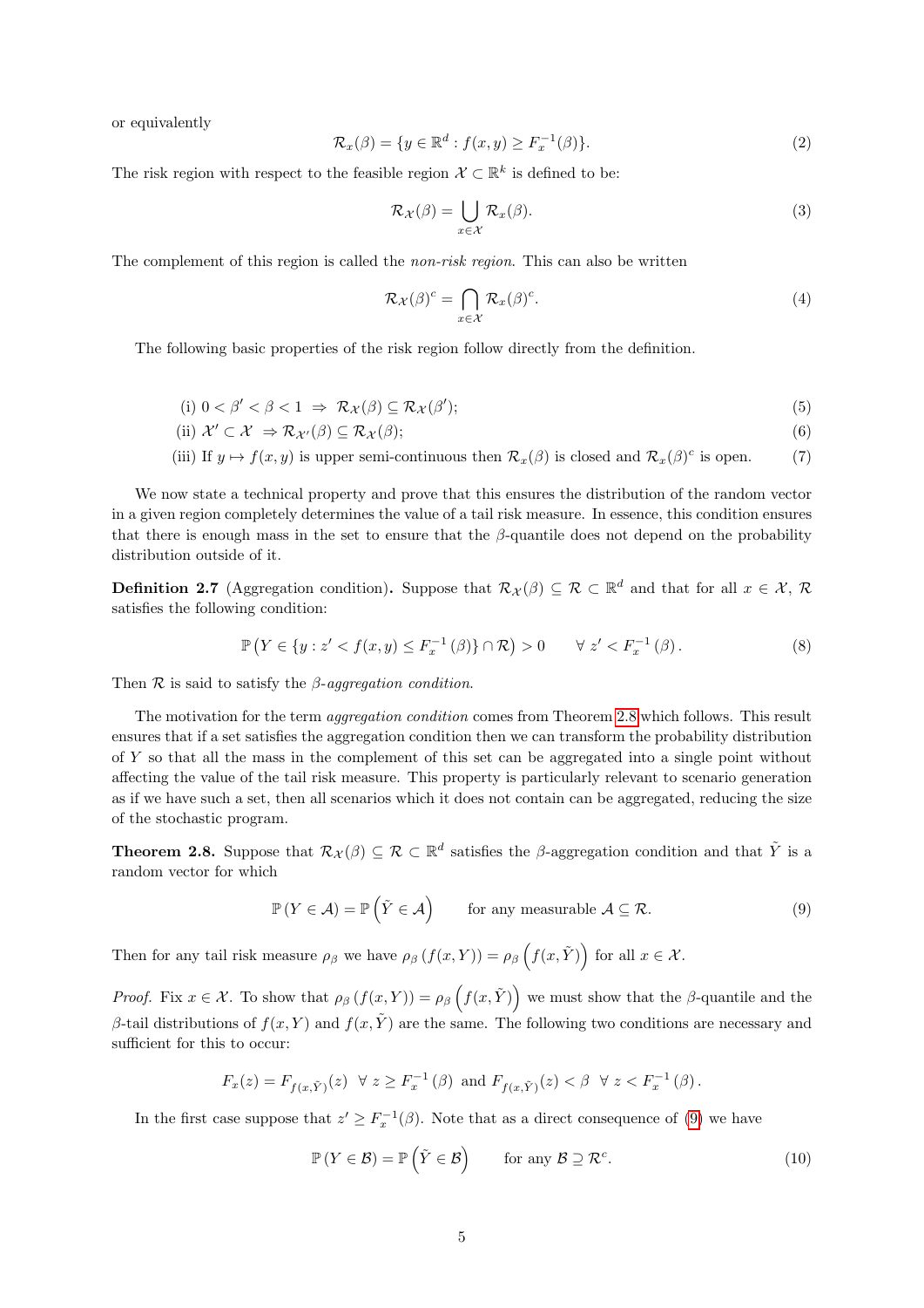or equivalently

$$\mathcal{R}_x(\beta) = \{y \in \mathbb{R}^d : f(x,y) \geq F_x^{-1}(\beta)\}. \tag{2}$$

The risk region with respect to the feasible region $\mathcal{X} \subset \mathbb{R}^k$ is defined to be:

$$\mathcal{R}_{\mathcal{X}}(\beta) = \bigcup_{x \in \mathcal{X}} \mathcal{R}_x(\beta). \tag{3}$$

The complement of this region is called the *non-risk region*. This can also be written

$$\mathcal{R}_{\mathcal{X}}(\beta)^c = \bigcap_{x \in \mathcal{X}} \mathcal{R}_x(\beta)^c. \tag{4}$$

The following basic properties of the risk region follow directly from the definition.

$$\text{(i) } 0 < \beta' < \beta < 1 \;\Rightarrow\; \mathcal{R}_{\mathcal{X}}(\beta) \subseteq \mathcal{R}_{\mathcal{X}}(\beta'); \tag{5}$$

$$\text{(ii) } \mathcal{X}' \subset \mathcal{X} \;\Rightarrow \mathcal{R}_{\mathcal{X}'}(\beta) \subseteq \mathcal{R}_{\mathcal{X}}(\beta); \tag{6}$$

$$\text{(iii) If } y \mapsto f(x,y) \text{ is upper semi-continuous then } \mathcal{R}_x(\beta) \text{ is closed and } \mathcal{R}_x(\beta)^c \text{ is open.} \tag{7}$$

We now state a technical property and prove that this ensures the distribution of the random vector in a given region completely determines the value of a tail risk measure. In essence, this condition ensures that there is enough mass in the set to ensure that the $\beta$-quantile does not depend on the probability distribution outside of it.

**Definition 2.7** (Aggregation condition)**.** Suppose that $\mathcal{R}_{\mathcal{X}}(\beta) \subseteq \mathcal{R} \subset \mathbb{R}^d$ and that for all $x \in \mathcal{X}$, $\mathcal{R}$ satisfies the following condition:

$$\mathbb{P}\big(Y \in \{y : z' < f(x,y) \leq F_x^{-1}(\beta)\} \cap \mathcal{R}\big) > 0 \qquad \forall\, z' < F_x^{-1}(\beta). \tag{8}$$

Then $\mathcal{R}$ is said to satisfy the *$\beta$-aggregation condition*.

The motivation for the term *aggregation condition* comes from Theorem 2.8 which follows. This result ensures that if a set satisfies the aggregation condition then we can transform the probability distribution of $Y$ so that all the mass in the complement of this set can be aggregated into a single point without affecting the value of the tail risk measure. This property is particularly relevant to scenario generation as if we have such a set, then all scenarios which it does not contain can be aggregated, reducing the size of the stochastic program.

**Theorem 2.8.** *Suppose that $\mathcal{R}_{\mathcal{X}}(\beta) \subseteq \mathcal{R} \subset \mathbb{R}^d$ satisfies the $\beta$-aggregation condition and that $\tilde{Y}$ is a random vector for which*

$$\mathbb{P}(Y \in \mathcal{A}) = \mathbb{P}\left(\tilde{Y} \in \mathcal{A}\right) \qquad \text{for any measurable } \mathcal{A} \subseteq \mathcal{R}. \tag{9}$$

*Then for any tail risk measure $\rho_\beta$ we have $\rho_\beta(f(x,Y)) = \rho_\beta\left(f(x,\tilde{Y})\right)$ for all $x \in \mathcal{X}$.*

*Proof.* Fix $x \in \mathcal{X}$. To show that $\rho_\beta(f(x,Y)) = \rho_\beta\left(f(x,\tilde{Y})\right)$ we must show that the $\beta$-quantile and the $\beta$-tail distributions of $f(x,Y)$ and $f(x,\tilde{Y})$ are the same. The following two conditions are necessary and sufficient for this to occur:

$$F_x(z) = F_{f(x,\tilde{Y})}(z) \;\; \forall\, z \geq F_x^{-1}(\beta) \text{ and } F_{f(x,\tilde{Y})}(z) < \beta \;\; \forall\, z < F_x^{-1}(\beta).$$

In the first case suppose that $z' \geq F_x^{-1}(\beta)$. Note that as a direct consequence of (9) we have

$$\mathbb{P}(Y \in \mathcal{B}) = \mathbb{P}\left(\tilde{Y} \in \mathcal{B}\right) \qquad \text{for any } \mathcal{B} \supseteq \mathcal{R}^c. \tag{10}$$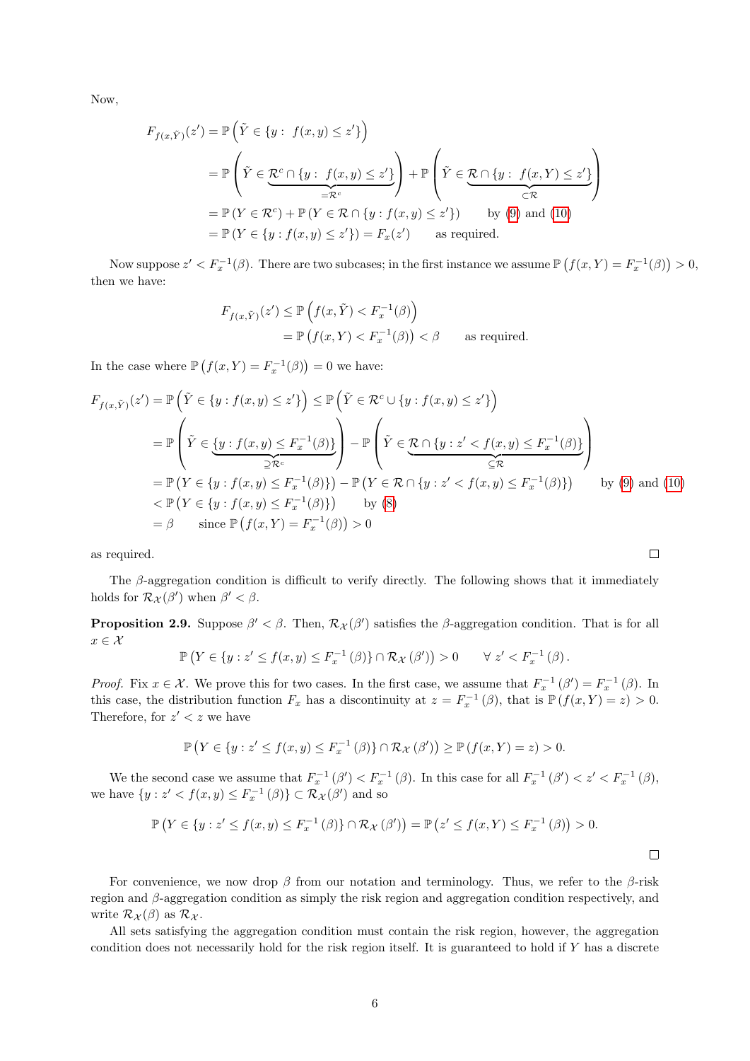Now,

$$
\begin{aligned}
F_{f(x,\tilde{Y})}(z') &= \mathbb{P}\left(\tilde{Y} \in \{y:\ f(x,y) \le z'\}\right) \\
&= \mathbb{P}\left(\tilde{Y} \in \underbrace{\mathcal{R}^c \cap \{y:\ f(x,y) \le z'\}}_{=\mathcal{R}^c}\right) + \mathbb{P}\left(\tilde{Y} \in \underbrace{\mathcal{R} \cap \{y:\ f(x,Y) \le z'\}}_{\subset \mathcal{R}}\right) \\
&= \mathbb{P}\left(Y \in \mathcal{R}^c\right) + \mathbb{P}\left(Y \in \mathcal{R} \cap \{y : f(x,y) \le z'\}\right) \qquad \text{by (9) and (10)} \\
&= \mathbb{P}\left(Y \in \{y : f(x,y) \le z'\}\right) = F_x(z') \qquad \text{as required.}
\end{aligned}
$$

Now suppose $z' < F_x^{-1}(\beta)$. There are two subcases; in the first instance we assume $\mathbb{P}\left(f(x,Y) = F_x^{-1}(\beta)\right) > 0$, then we have:

$$
\begin{aligned}
F_{f(x,\tilde{Y})}(z') &\le \mathbb{P}\left(f(x,\tilde{Y}) < F_x^{-1}(\beta)\right) \\
&= \mathbb{P}\left(f(x,Y) < F_x^{-1}(\beta)\right) < \beta \qquad \text{as required.}
\end{aligned}
$$

In the case where $\mathbb{P}\left(f(x,Y) = F_x^{-1}(\beta)\right) = 0$ we have:

$$
\begin{aligned}
F_{f(x,\tilde{Y})}(z') &= \mathbb{P}\left(\tilde{Y} \in \{y : f(x,y) \le z'\}\right) \le \mathbb{P}\left(\tilde{Y} \in \mathcal{R}^c \cup \{y : f(x,y) \le z'\}\right) \\
&= \mathbb{P}\left(\tilde{Y} \in \underbrace{\{y : f(x,y) \le F_x^{-1}(\beta)\}}_{\supseteq \mathcal{R}^c}\right) - \mathbb{P}\left(\tilde{Y} \in \underbrace{\mathcal{R} \cap \{y : z' < f(x,y) \le F_x^{-1}(\beta)\}}_{\subseteq \mathcal{R}}\right) \\
&= \mathbb{P}\left(Y \in \{y : f(x,y) \le F_x^{-1}(\beta)\}\right) - \mathbb{P}\left(Y \in \mathcal{R} \cap \{y : z' < f(x,y) \le F_x^{-1}(\beta)\}\right) \qquad \text{by (9) and (10)} \\
&< \mathbb{P}\left(Y \in \{y : f(x,y) \le F_x^{-1}(\beta)\}\right) \qquad \text{by (8)} \\
&= \beta \qquad \text{since } \mathbb{P}\left(f(x,Y) = F_x^{-1}(\beta)\right) > 0
\end{aligned}
$$

as required. □

The $\beta$-aggregation condition is difficult to verify directly. The following shows that it immediately holds for $\mathcal{R}_{\mathcal{X}}(\beta')$ when $\beta' < \beta$.

**Proposition 2.9.** Suppose $\beta' < \beta$. Then, $\mathcal{R}_{\mathcal{X}}(\beta')$ satisfies the $\beta$-aggregation condition. That is for all $x \in \mathcal{X}$

$$
\mathbb{P}\left(Y \in \{y : z' \le f(x,y) \le F_x^{-1}(\beta)\} \cap \mathcal{R}_{\mathcal{X}}(\beta')\right) > 0 \qquad \forall\ z' < F_x^{-1}(\beta).
$$

*Proof.* Fix $x \in \mathcal{X}$. We prove this for two cases. In the first case, we assume that $F_x^{-1}(\beta') = F_x^{-1}(\beta)$. In this case, the distribution function $F_x$ has a discontinuity at $z = F_x^{-1}(\beta)$, that is $\mathbb{P}(f(x,Y) = z) > 0$. Therefore, for $z' < z$ we have

$$
\mathbb{P}\left(Y \in \{y : z' \le f(x,y) \le F_x^{-1}(\beta)\} \cap \mathcal{R}_{\mathcal{X}}(\beta')\right) \ge \mathbb{P}(f(x,Y) = z) > 0.
$$

We the second case we assume that $F_x^{-1}(\beta') < F_x^{-1}(\beta)$. In this case for all $F_x^{-1}(\beta') < z' < F_x^{-1}(\beta)$, we have $\{y : z' < f(x,y) \le F_x^{-1}(\beta)\} \subset \mathcal{R}_{\mathcal{X}}(\beta')$ and so

$$
\mathbb{P}\left(Y \in \{y : z' \le f(x,y) \le F_x^{-1}(\beta)\} \cap \mathcal{R}_{\mathcal{X}}(\beta')\right) = \mathbb{P}\left(z' \le f(x,Y) \le F_x^{-1}(\beta)\right) > 0.
$$

□

For convenience, we now drop $\beta$ from our notation and terminology. Thus, we refer to the $\beta$-risk region and $\beta$-aggregation condition as simply the risk region and aggregation condition respectively, and write $\mathcal{R}_{\mathcal{X}}(\beta)$ as $\mathcal{R}_{\mathcal{X}}$.

All sets satisfying the aggregation condition must contain the risk region, however, the aggregation condition does not necessarily hold for the risk region itself. It is guaranteed to hold if $Y$ has a discrete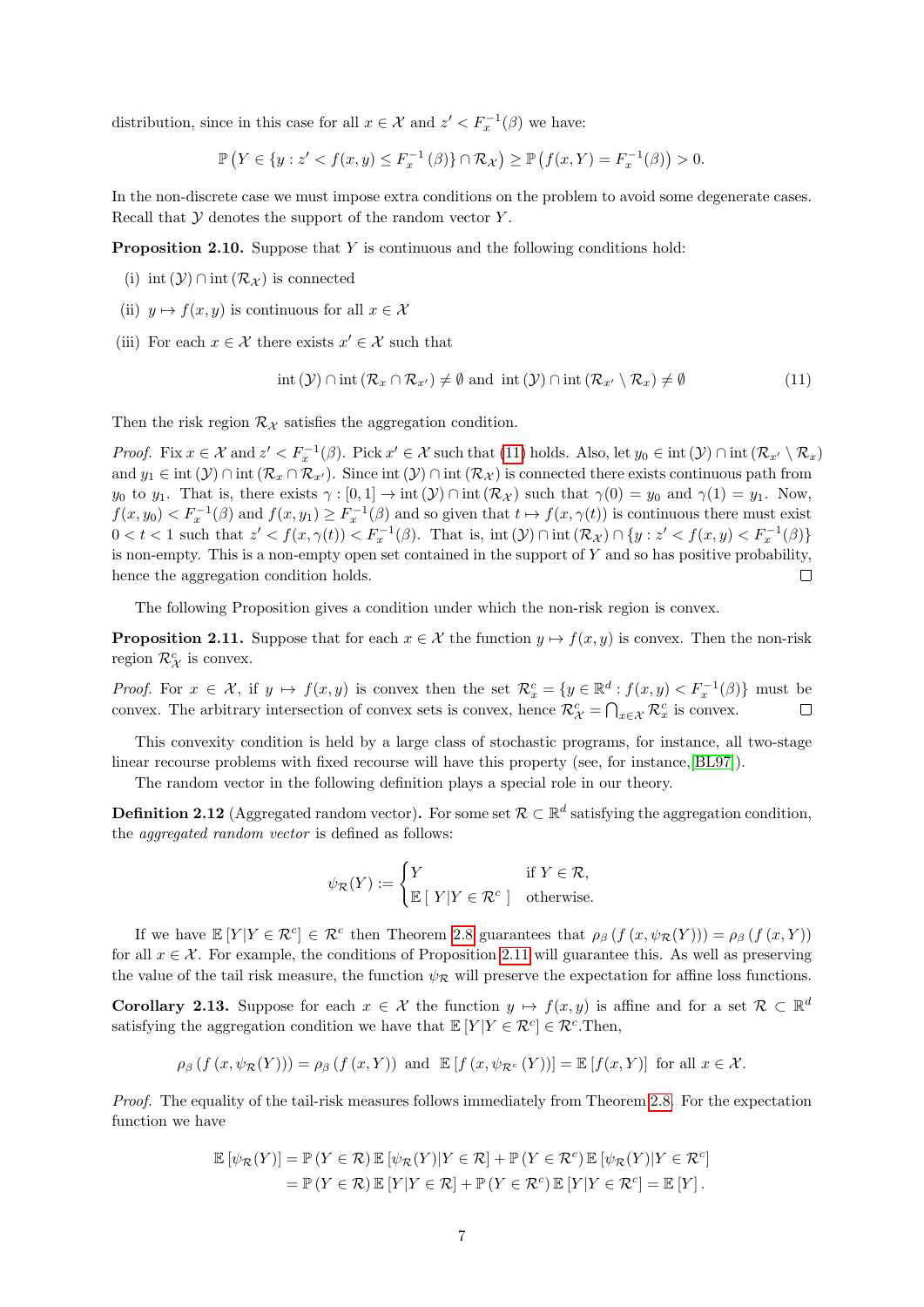distribution, since in this case for all $x \in \mathcal{X}$ and $z' < F_x^{-1}(\beta)$ we have:

$$\mathbb{P}\left(Y \in \{y : z' < f(x,y) \leq F_x^{-1}(\beta)\} \cap \mathcal{R}_{\mathcal{X}}\right) \geq \mathbb{P}\left(f(x,Y) = F_x^{-1}(\beta)\right) > 0.$$

In the non-discrete case we must impose extra conditions on the problem to avoid some degenerate cases. Recall that $\mathcal{Y}$ denotes the support of the random vector $Y$.

**Proposition 2.10.** Suppose that $Y$ is continuous and the following conditions hold:

(i) $\operatorname{int}(\mathcal{Y}) \cap \operatorname{int}(\mathcal{R}_{\mathcal{X}})$ is connected

(ii) $y \mapsto f(x,y)$ is continuous for all $x \in \mathcal{X}$

(iii) For each $x \in \mathcal{X}$ there exists $x' \in \mathcal{X}$ such that

$$\operatorname{int}(\mathcal{Y}) \cap \operatorname{int}(\mathcal{R}_x \cap \mathcal{R}_{x'}) \neq \emptyset \text{ and } \operatorname{int}(\mathcal{Y}) \cap \operatorname{int}(\mathcal{R}_{x'} \setminus \mathcal{R}_x) \neq \emptyset \tag{11}$$

Then the risk region $\mathcal{R}_{\mathcal{X}}$ satisfies the aggregation condition.

*Proof.* Fix $x \in \mathcal{X}$ and $z' < F_x^{-1}(\beta)$. Pick $x' \in \mathcal{X}$ such that (11) holds. Also, let $y_0 \in \operatorname{int}(\mathcal{Y}) \cap \operatorname{int}(\mathcal{R}_{x'} \setminus \mathcal{R}_x)$ and $y_1 \in \operatorname{int}(\mathcal{Y}) \cap \operatorname{int}(\mathcal{R}_x \cap \mathcal{R}_{x'})$. Since $\operatorname{int}(\mathcal{Y}) \cap \operatorname{int}(\mathcal{R}_{\mathcal{X}})$ is connected there exists continuous path from $y_0$ to $y_1$. That is, there exists $\gamma : [0,1] \to \operatorname{int}(\mathcal{Y}) \cap \operatorname{int}(\mathcal{R}_{\mathcal{X}})$ such that $\gamma(0) = y_0$ and $\gamma(1) = y_1$. Now, $f(x,y_0) < F_x^{-1}(\beta)$ and $f(x,y_1) \geq F_x^{-1}(\beta)$ and so given that $t \mapsto f(x,\gamma(t))$ is continuous there must exist $0 < t < 1$ such that $z' < f(x,\gamma(t)) < F_x^{-1}(\beta)$. That is, $\operatorname{int}(\mathcal{Y}) \cap \operatorname{int}(\mathcal{R}_{\mathcal{X}}) \cap \{y : z' < f(x,y) < F_x^{-1}(\beta)\}$ is non-empty. This is a non-empty open set contained in the support of $Y$ and so has positive probability, hence the aggregation condition holds. ∎

The following Proposition gives a condition under which the non-risk region is convex.

**Proposition 2.11.** Suppose that for each $x \in \mathcal{X}$ the function $y \mapsto f(x,y)$ is convex. Then the non-risk region $\mathcal{R}_{\mathcal{X}}^c$ is convex.

*Proof.* For $x \in \mathcal{X}$, if $y \mapsto f(x,y)$ is convex then the set $\mathcal{R}_x^c = \{y \in \mathbb{R}^d : f(x,y) < F_x^{-1}(\beta)\}$ must be convex. The arbitrary intersection of convex sets is convex, hence $\mathcal{R}_{\mathcal{X}}^c = \bigcap_{x \in \mathcal{X}} \mathcal{R}_x^c$ is convex. ∎

This convexity condition is held by a large class of stochastic programs, for instance, all two-stage linear recourse problems with fixed recourse will have this property (see, for instance,[BL97]).

The random vector in the following definition plays a special role in our theory.

**Definition 2.12** (Aggregated random vector)**.** For some set $\mathcal{R} \subset \mathbb{R}^d$ satisfying the aggregation condition, the *aggregated random vector* is defined as follows:

$$\psi_{\mathcal{R}}(Y) := \begin{cases} Y & \text{if } Y \in \mathcal{R}, \\ \mathbb{E}\left[\, Y | Y \in \mathcal{R}^c \,\right] & \text{otherwise.} \end{cases}$$

If we have $\mathbb{E}\left[Y | Y \in \mathcal{R}^c\right] \in \mathcal{R}^c$ then Theorem 2.8 guarantees that $\rho_\beta\left(f\left(x, \psi_{\mathcal{R}}(Y)\right)\right) = \rho_\beta\left(f\left(x, Y\right)\right)$ for all $x \in \mathcal{X}$. For example, the conditions of Proposition 2.11 will guarantee this. As well as preserving the value of the tail risk measure, the function $\psi_{\mathcal{R}}$ will preserve the expectation for affine loss functions.

**Corollary 2.13.** Suppose for each $x \in \mathcal{X}$ the function $y \mapsto f(x,y)$ is affine and for a set $\mathcal{R} \subset \mathbb{R}^d$ satisfying the aggregation condition we have that $\mathbb{E}\left[Y | Y \in \mathcal{R}^c\right] \in \mathcal{R}^c$.Then,

$$\rho_\beta\left(f\left(x, \psi_{\mathcal{R}}(Y)\right)\right) = \rho_\beta\left(f\left(x, Y\right)\right) \text{ and } \mathbb{E}\left[f\left(x, \psi_{\mathcal{R}^c}(Y)\right)\right] = \mathbb{E}\left[f(x,Y)\right] \text{ for all } x \in \mathcal{X}.$$

*Proof.* The equality of the tail-risk measures follows immediately from Theorem 2.8. For the expectation function we have

$$\begin{aligned}
\mathbb{E}\left[\psi_{\mathcal{R}}(Y)\right] &= \mathbb{P}\left(Y \in \mathcal{R}\right) \mathbb{E}\left[\psi_{\mathcal{R}}(Y) | Y \in \mathcal{R}\right] + \mathbb{P}\left(Y \in \mathcal{R}^c\right) \mathbb{E}\left[\psi_{\mathcal{R}}(Y) | Y \in \mathcal{R}^c\right] \\
&= \mathbb{P}\left(Y \in \mathcal{R}\right) \mathbb{E}\left[Y | Y \in \mathcal{R}\right] + \mathbb{P}\left(Y \in \mathcal{R}^c\right) \mathbb{E}\left[Y | Y \in \mathcal{R}^c\right] = \mathbb{E}\left[Y\right].
\end{aligned}$$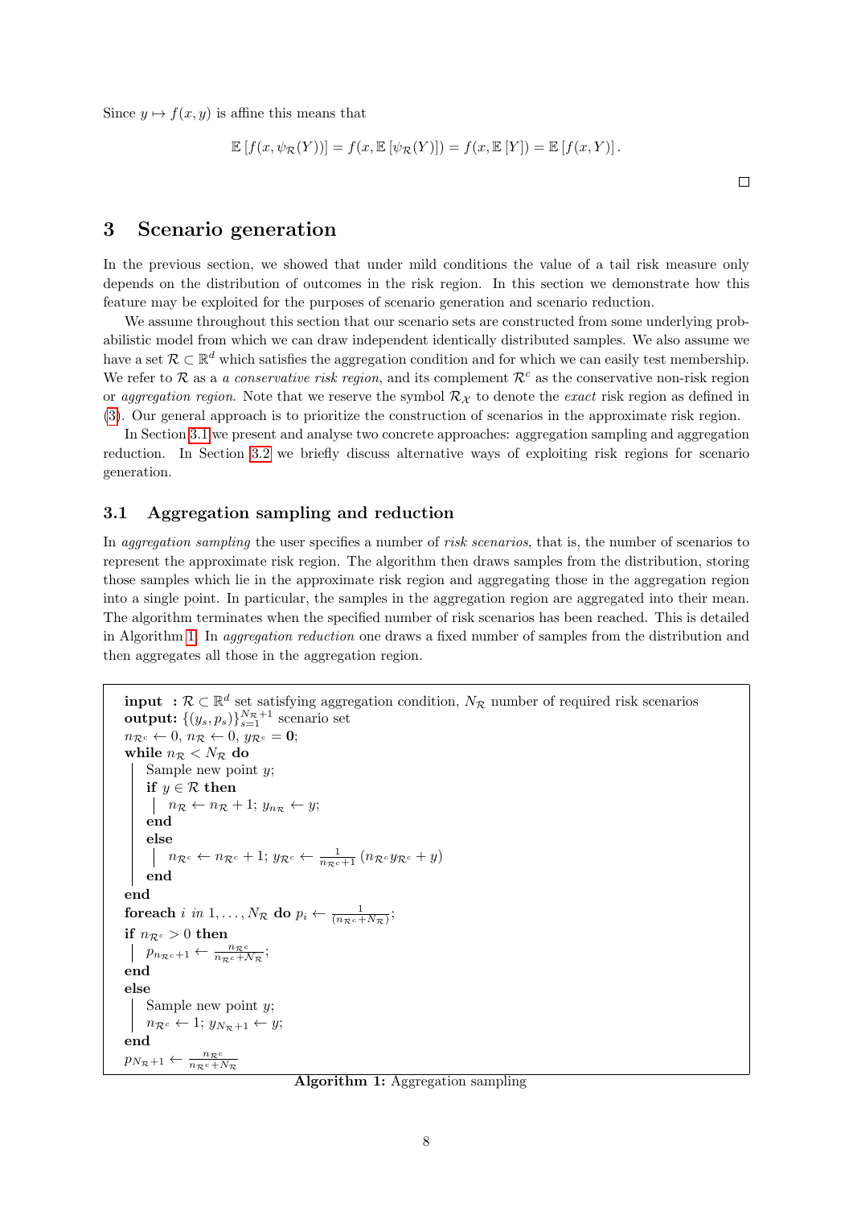Since $y \mapsto f(x, y)$ is affine this means that

$$\mathbb{E}\left[f(x, \psi_{\mathcal{R}}(Y))\right] = f(x, \mathbb{E}\left[\psi_{\mathcal{R}}(Y)\right]) = f(x, \mathbb{E}\left[Y\right]) = \mathbb{E}\left[f(x, Y)\right].$$

□

## 3 Scenario generation

In the previous section, we showed that under mild conditions the value of a tail risk measure only depends on the distribution of outcomes in the risk region. In this section we demonstrate how this feature may be exploited for the purposes of scenario generation and scenario reduction.

We assume throughout this section that our scenario sets are constructed from some underlying probabilistic model from which we can draw independent identically distributed samples. We also assume we have a set $\mathcal{R} \subset \mathbb{R}^d$ which satisfies the aggregation condition and for which we can easily test membership. We refer to $\mathcal{R}$ as a *a conservative risk region*, and its complement $\mathcal{R}^c$ as the conservative non-risk region or *aggregation region*. Note that we reserve the symbol $\mathcal{R}_{\mathcal{X}}$ to denote the *exact* risk region as defined in (3). Our general approach is to prioritize the construction of scenarios in the approximate risk region.

In Section 3.1 we present and analyse two concrete approaches: aggregation sampling and aggregation reduction. In Section 3.2 we briefly discuss alternative ways of exploiting risk regions for scenario generation.

### 3.1 Aggregation sampling and reduction

In *aggregation sampling* the user specifies a number of *risk scenarios*, that is, the number of scenarios to represent the approximate risk region. The algorithm then draws samples from the distribution, storing those samples which lie in the approximate risk region and aggregating those in the aggregation region into a single point. In particular, the samples in the aggregation region are aggregated into their mean. The algorithm terminates when the specified number of risk scenarios has been reached. This is detailed in Algorithm 1. In *aggregation reduction* one draws a fixed number of samples from the distribution and then aggregates all those in the aggregation region.

```
input  : R ⊂ R^d set satisfying aggregation condition, N_R number of required risk scenarios
output: {(y_s, p_s)}_{s=1}^{N_R+1} scenario set
n_{R^c} ← 0, n_R ← 0, y_{R^c} = 0;
while n_R < N_R do
    Sample new point y;
    if y ∈ R then
        n_R ← n_R + 1; y_{n_R} ← y;
    end
    else
        n_{R^c} ← n_{R^c} + 1; y_{R^c} ← (1/(n_{R^c}+1)) (n_{R^c} y_{R^c} + y)
    end
end
foreach i in 1,...,N_R do p_i ← 1/(n_{R^c} + N_R);
if n_{R^c} > 0 then
    p_{n_{R^c}+1} ← n_{R^c}/(n_{R^c} + N_R);
end
else
    Sample new point y;
    n_{R^c} ← 1; y_{N_R+1} ← y;
end
p_{N_R+1} ← n_{R^c}/(n_{R^c} + N_R)
```

**Algorithm 1:** Aggregation sampling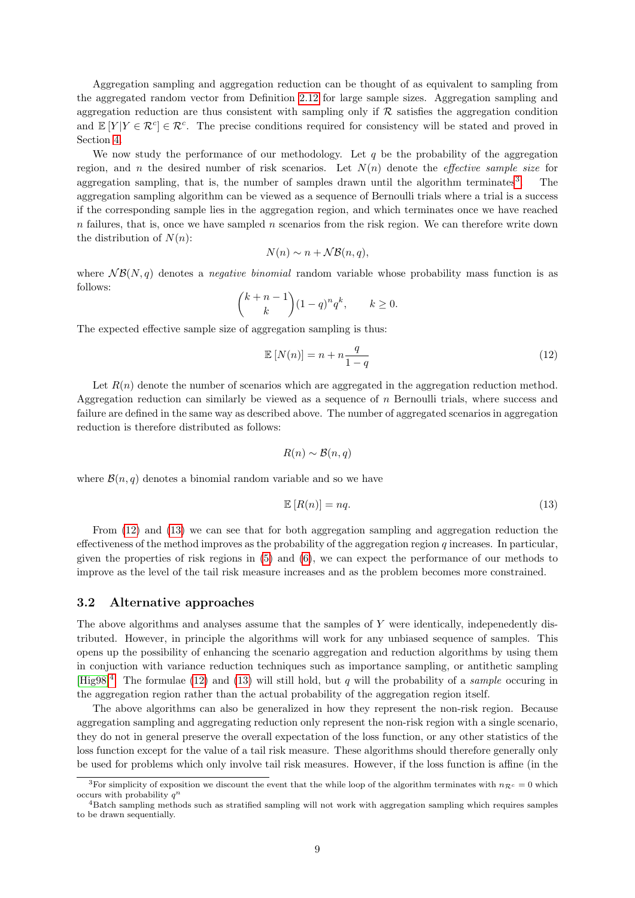Aggregation sampling and aggregation reduction can be thought of as equivalent to sampling from the aggregated random vector from Definition 2.12 for large sample sizes. Aggregation sampling and aggregation reduction are thus consistent with sampling only if $\mathcal{R}$ satisfies the aggregation condition and $\mathbb{E}[Y|Y \in \mathcal{R}^c] \in \mathcal{R}^c$. The precise conditions required for consistency will be stated and proved in Section 4.

We now study the performance of our methodology. Let $q$ be the probability of the aggregation region, and $n$ the desired number of risk scenarios. Let $N(n)$ denote the *effective sample size* for aggregation sampling, that is, the number of samples drawn until the algorithm terminates[3]. The aggregation sampling algorithm can be viewed as a sequence of Bernoulli trials where a trial is a success if the corresponding sample lies in the aggregation region, and which terminates once we have reached $n$ failures, that is, once we have sampled $n$ scenarios from the risk region. We can therefore write down the distribution of $N(n)$:

$$N(n) \sim n + \mathcal{NB}(n, q),$$

where $\mathcal{NB}(N, q)$ denotes a *negative binomial* random variable whose probability mass function is as follows:

$$\binom{k+n-1}{k}(1-q)^n q^k, \qquad k \geq 0.$$

The expected effective sample size of aggregation sampling is thus:

$$\mathbb{E}[N(n)] = n + n\frac{q}{1-q} \tag{12}$$

Let $R(n)$ denote the number of scenarios which are aggregated in the aggregation reduction method. Aggregation reduction can similarly be viewed as a sequence of $n$ Bernoulli trials, where success and failure are defined in the same way as described above. The number of aggregated scenarios in aggregation reduction is therefore distributed as follows:

$$R(n) \sim \mathcal{B}(n, q)$$

where $\mathcal{B}(n, q)$ denotes a binomial random variable and so we have

$$\mathbb{E}[R(n)] = nq. \tag{13}$$

From (12) and (13) we can see that for both aggregation sampling and aggregation reduction the effectiveness of the method improves as the probability of the aggregation region $q$ increases. In particular, given the properties of risk regions in (5) and (6), we can expect the performance of our methods to improve as the level of the tail risk measure increases and as the problem becomes more constrained.

### 3.2 Alternative approaches

The above algorithms and analyses assume that the samples of $Y$ were identically, indepenedently distributed. However, in principle the algorithms will work for any unbiased sequence of samples. This opens up the possibility of enhancing the scenario aggregation and reduction algorithms by using them in conjuction with variance reduction techniques such as importance sampling, or antithetic sampling [Hig98][4]. The formulae (12) and (13) will still hold, but $q$ will the probability of a *sample* occuring in the aggregation region rather than the actual probability of the aggregation region itself.

The above algorithms can also be generalized in how they represent the non-risk region. Because aggregation sampling and aggregating reduction only represent the non-risk region with a single scenario, they do not in general preserve the overall expectation of the loss function, or any other statistics of the loss function except for the value of a tail risk measure. These algorithms should therefore generally only be used for problems which only involve tail risk measures. However, if the loss function is affine (in the

[3] For simplicity of exposition we discount the event that the while loop of the algorithm terminates with $n_{\mathcal{R}^c} = 0$ which occurs with probability $q^n$

[4] Batch sampling methods such as stratified sampling will not work with aggregation sampling which requires samples to be drawn sequentially.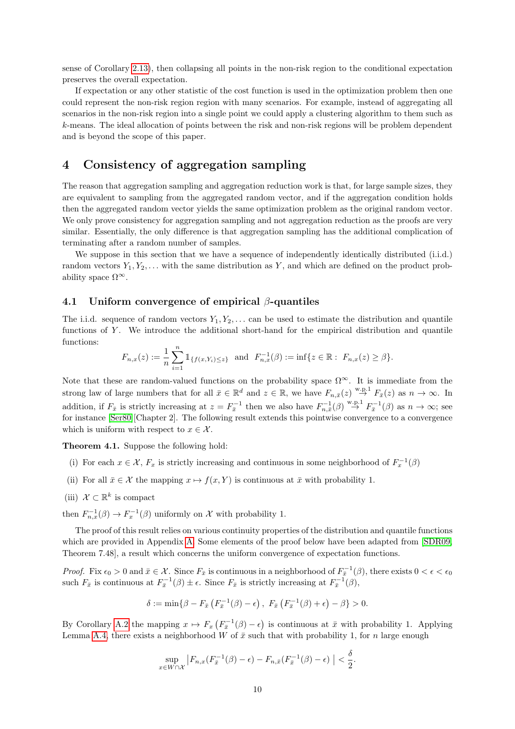sense of Corollary 2.13), then collapsing all points in the non-risk region to the conditional expectation preserves the overall expectation.

If expectation or any other statistic of the cost function is used in the optimization problem then one could represent the non-risk region region with many scenarios. For example, instead of aggregating all scenarios in the non-risk region into a single point we could apply a clustering algorithm to them such as $k$-means. The ideal allocation of points between the risk and non-risk regions will be problem dependent and is beyond the scope of this paper.

# 4 Consistency of aggregation sampling

The reason that aggregation sampling and aggregation reduction work is that, for large sample sizes, they are equivalent to sampling from the aggregated random vector, and if the aggregation condition holds then the aggregated random vector yields the same optimization problem as the original random vector. We only prove consistency for aggregation sampling and not aggregation reduction as the proofs are very similar. Essentially, the only difference is that aggregation sampling has the additional complication of terminating after a random number of samples.

We suppose in this section that we have a sequence of independently identically distributed (i.i.d.) random vectors $Y_1, Y_2, \ldots$ with the same distribution as $Y$, and which are defined on the product probability space $\Omega^\infty$.

## 4.1 Uniform convergence of empirical $\beta$-quantiles

The i.i.d. sequence of random vectors $Y_1, Y_2, \ldots$ can be used to estimate the distribution and quantile functions of $Y$. We introduce the additional short-hand for the empirical distribution and quantile functions:

$$F_{n,x}(z) := \frac{1}{n}\sum_{i=1}^{n} \mathbb{1}_{\{f(x,Y_i)\leq z\}} \quad \text{and} \quad F_{n,x}^{-1}(\beta) := \inf\{z \in \mathbb{R} : \ F_{n,x}(z) \geq \beta\}.$$

Note that these are random-valued functions on the probability space $\Omega^\infty$. It is immediate from the strong law of large numbers that for all $\bar{x} \in \mathbb{R}^d$ and $z \in \mathbb{R}$, we have $F_{n,\bar{x}}(z) \overset{\text{w.p.}1}{\to} F_{\bar{x}}(z)$ as $n \to \infty$. In addition, if $F_{\bar{x}}$ is strictly increasing at $z = F_{\bar{x}}^{-1}$ then we also have $F_{n,\bar{x}}^{-1}(\beta) \overset{\text{w.p.}1}{\to} F_{\bar{x}}^{-1}(\beta)$ as $n \to \infty$; see for instance [Ser80][Chapter 2]. The following result extends this pointwise convergence to a convergence which is uniform with respect to $x \in \mathcal{X}$.

**Theorem 4.1.** Suppose the following hold:

(i) For each $x \in \mathcal{X}$, $F_x$ is strictly increasing and continuous in some neighborhood of $F_x^{-1}(\beta)$

(ii) For all $\bar{x} \in \mathcal{X}$ the mapping $x \mapsto f(x, Y)$ is continuous at $\bar{x}$ with probability 1.

(iii) $\mathcal{X} \subset \mathbb{R}^k$ is compact

then $F_{n,x}^{-1}(\beta) \to F_x^{-1}(\beta)$ uniformly on $\mathcal{X}$ with probability 1.

The proof of this result relies on various continuity properties of the distribution and quantile functions which are provided in Appendix A. Some elements of the proof below have been adapted from [SDR09, Theorem 7.48], a result which concerns the uniform convergence of expectation functions.

*Proof.* Fix $\epsilon_0 > 0$ and $\bar{x} \in \mathcal{X}$. Since $F_{\bar{x}}$ is continuous in a neighborhood of $F_{\bar{x}}^{-1}(\beta)$, there exists $0 < \epsilon < \epsilon_0$ such $F_{\bar{x}}$ is continuous at $F_{\bar{x}}^{-1}(\beta) \pm \epsilon$. Since $F_{\bar{x}}$ is strictly increasing at $F_{\bar{x}}^{-1}(\beta)$,

$$\delta := \min\{\beta - F_{\bar{x}}\left(F_{\bar{x}}^{-1}(\beta) - \epsilon\right), \ F_{\bar{x}}\left(F_{\bar{x}}^{-1}(\beta) + \epsilon\right) - \beta\} > 0.$$

By Corollary A.2 the mapping $x \mapsto F_x\left(F_{\bar{x}}^{-1}(\beta) - \epsilon\right)$ is continuous at $\bar{x}$ with probability 1. Applying Lemma A.4, there exists a neighborhood $W$ of $\bar{x}$ such that with probability 1, for $n$ large enough

$$\sup_{x\in W\cap\mathcal{X}} \left|F_{n,x}(F_{\bar{x}}^{-1}(\beta) - \epsilon) - F_{n,\bar{x}}(F_{\bar{x}}^{-1}(\beta) - \epsilon)\ \right| < \frac{\delta}{2}.$$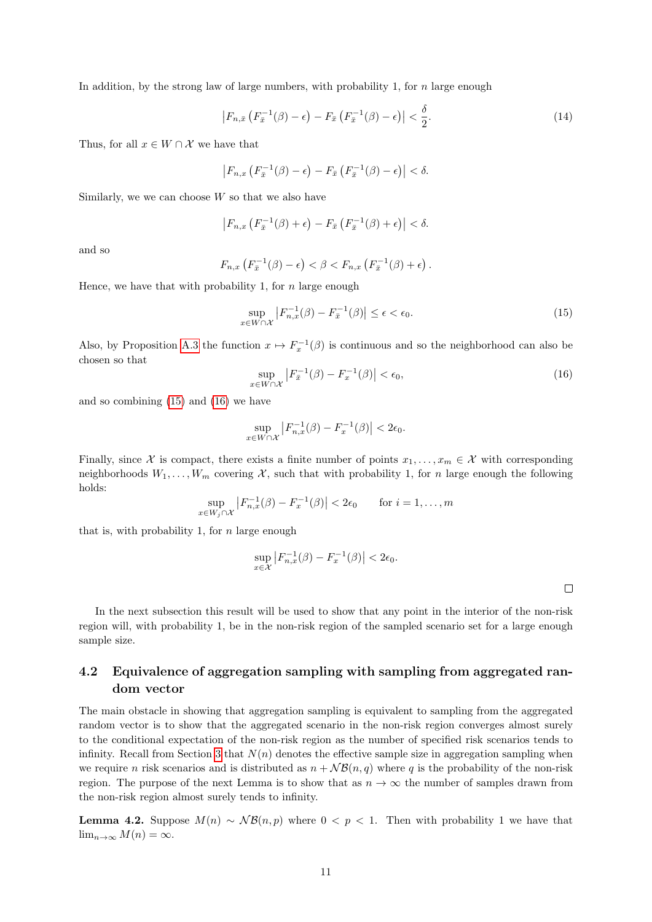In addition, by the strong law of large numbers, with probability 1, for $n$ large enough

$$\left|F_{n,\bar{x}}\left(F_{\bar{x}}^{-1}(\beta)-\epsilon\right)-F_{\bar{x}}\left(F_{\bar{x}}^{-1}(\beta)-\epsilon\right)\right|<\frac{\delta}{2}. \tag{14}$$

Thus, for all $x \in W \cap \mathcal{X}$ we have that

$$\left|F_{n,x}\left(F_{\bar{x}}^{-1}(\beta)-\epsilon\right)-F_{\bar{x}}\left(F_{\bar{x}}^{-1}(\beta)-\epsilon\right)\right|<\delta.$$

Similarly, we we can choose $W$ so that we also have

$$\left|F_{n,x}\left(F_{\bar{x}}^{-1}(\beta)+\epsilon\right)-F_{\bar{x}}\left(F_{\bar{x}}^{-1}(\beta)+\epsilon\right)\right|<\delta.$$

and so

$$F_{n,x}\left(F_{\bar{x}}^{-1}(\beta)-\epsilon\right)<\beta<F_{n,x}\left(F_{\bar{x}}^{-1}(\beta)+\epsilon\right).$$

Hence, we have that with probability 1, for $n$ large enough

$$\sup_{x\in W\cap\mathcal{X}}\left|F_{n,x}^{-1}(\beta)-F_{\bar{x}}^{-1}(\beta)\right|\leq\epsilon<\epsilon_0. \tag{15}$$

Also, by Proposition A.3 the function $x \mapsto F_x^{-1}(\beta)$ is continuous and so the neighborhood can also be chosen so that

$$\sup_{x\in W\cap\mathcal{X}}\left|F_{\bar{x}}^{-1}(\beta)-F_{x}^{-1}(\beta)\right|<\epsilon_0, \tag{16}$$

and so combining (15) and (16) we have

$$\sup_{x\in W\cap\mathcal{X}}\left|F_{n,x}^{-1}(\beta)-F_{x}^{-1}(\beta)\right|<2\epsilon_0.$$

Finally, since $\mathcal{X}$ is compact, there exists a finite number of points $x_1, \ldots, x_m \in \mathcal{X}$ with corresponding neighborhoods $W_1, \ldots, W_m$ covering $\mathcal{X}$, such that with probability 1, for $n$ large enough the following holds:

$$\sup_{x\in W_j\cap\mathcal{X}}\left|F_{n,x}^{-1}(\beta)-F_{x}^{-1}(\beta)\right|<2\epsilon_0 \qquad \text{for } i=1,\ldots,m$$

that is, with probability 1, for $n$ large enough

$$\sup_{x\in\mathcal{X}}\left|F_{n,x}^{-1}(\beta)-F_{x}^{-1}(\beta)\right|<2\epsilon_0.$$

□

In the next subsection this result will be used to show that any point in the interior of the non-risk region will, with probability 1, be in the non-risk region of the sampled scenario set for a large enough sample size.

## 4.2 Equivalence of aggregation sampling with sampling from aggregated random vector

The main obstacle in showing that aggregation sampling is equivalent to sampling from the aggregated random vector is to show that the aggregated scenario in the non-risk region converges almost surely to the conditional expectation of the non-risk region as the number of specified risk scenarios tends to infinity. Recall from Section 3 that $N(n)$ denotes the effective sample size in aggregation sampling when we require $n$ risk scenarios and is distributed as $n + \mathcal{NB}(n, q)$ where $q$ is the probability of the non-risk region. The purpose of the next Lemma is to show that as $n \to \infty$ the number of samples drawn from the non-risk region almost surely tends to infinity.

**Lemma 4.2.** Suppose $M(n) \sim \mathcal{NB}(n, p)$ where $0 < p < 1$. Then with probability 1 we have that $\lim_{n\to\infty} M(n) = \infty$.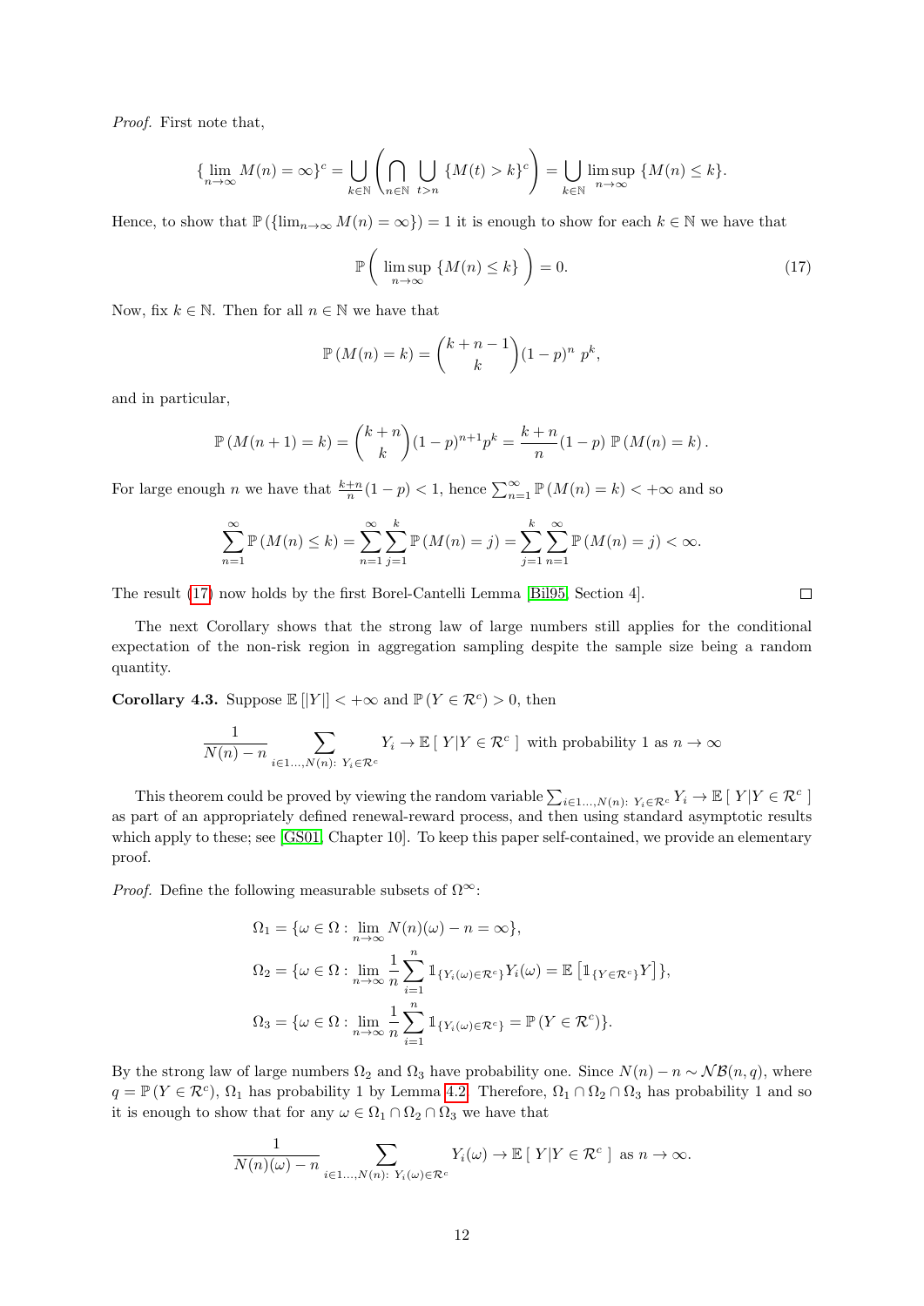*Proof.* First note that,

$$\{\lim_{n\to\infty} M(n) = \infty\}^c = \bigcup_{k\in\mathbb{N}} \left( \bigcap_{n\in\mathbb{N}} \bigcup_{t>n} \{M(t) > k\}^c \right) = \bigcup_{k\in\mathbb{N}} \limsup_{n\to\infty} \{M(n) \le k\}.$$

Hence, to show that $\mathbb{P}\left(\{\lim_{n\to\infty} M(n) = \infty\}\right) = 1$ it is enough to show for each $k \in \mathbb{N}$ we have that

$$\mathbb{P}\left( \limsup_{n\to\infty} \{M(n) \le k\} \right) = 0. \tag{17}$$

Now, fix $k \in \mathbb{N}$. Then for all $n \in \mathbb{N}$ we have that

$$\mathbb{P}\left(M(n) = k\right) = \binom{k+n-1}{k} (1-p)^n \, p^k,$$

and in particular,

$$\mathbb{P}\left(M(n+1) = k\right) = \binom{k+n}{k} (1-p)^{n+1} p^k = \frac{k+n}{n}(1-p)\, \mathbb{P}\left(M(n) = k\right).$$

For large enough $n$ we have that $\frac{k+n}{n}(1-p) < 1$, hence $\sum_{n=1}^{\infty} \mathbb{P}\left(M(n) = k\right) < +\infty$ and so

$$\sum_{n=1}^{\infty} \mathbb{P}\left(M(n) \le k\right) = \sum_{n=1}^{\infty} \sum_{j=1}^{k} \mathbb{P}\left(M(n) = j\right) = \sum_{j=1}^{k} \sum_{n=1}^{\infty} \mathbb{P}\left(M(n) = j\right) < \infty.$$

The result (17) now holds by the first Borel-Cantelli Lemma [Bil95, Section 4]. □

The next Corollary shows that the strong law of large numbers still applies for the conditional expectation of the non-risk region in aggregation sampling despite the sample size being a random quantity.

**Corollary 4.3.** Suppose $\mathbb{E}\left[|Y|\right] < +\infty$ and $\mathbb{P}\left(Y \in \mathcal{R}^c\right) > 0$, then

$$\frac{1}{N(n) - n} \sum_{i \in 1\ldots,N(n):\ Y_i \in \mathcal{R}^c} Y_i \to \mathbb{E}\left[\ Y | Y \in \mathcal{R}^c\ \right] \text{ with probability 1 as } n \to \infty$$

This theorem could be proved by viewing the random variable $\sum_{i \in 1\ldots,N(n):\ Y_i \in \mathcal{R}^c} Y_i \to \mathbb{E}\left[\ Y|Y \in \mathcal{R}^c\ \right]$ as part of an appropriately defined renewal-reward process, and then using standard asymptotic results which apply to these; see [GS01, Chapter 10]. To keep this paper self-contained, we provide an elementary proof.

*Proof.* Define the following measurable subsets of $\Omega^\infty$:

$$\Omega_1 = \{\omega \in \Omega : \lim_{n\to\infty} N(n)(\omega) - n = \infty\},$$

$$\Omega_2 = \{\omega \in \Omega : \lim_{n\to\infty} \frac{1}{n} \sum_{i=1}^{n} \mathbb{1}_{\{Y_i(\omega) \in \mathcal{R}^c\}} Y_i(\omega) = \mathbb{E}\left[\mathbb{1}_{\{Y \in \mathcal{R}^c\}} Y\right]\},$$

$$\Omega_3 = \{\omega \in \Omega : \lim_{n\to\infty} \frac{1}{n} \sum_{i=1}^{n} \mathbb{1}_{\{Y_i(\omega) \in \mathcal{R}^c\}} = \mathbb{P}\left(Y \in \mathcal{R}^c\right)\}.$$

By the strong law of large numbers $\Omega_2$ and $\Omega_3$ have probability one. Since $N(n) - n \sim \mathcal{NB}(n, q)$, where $q = \mathbb{P}\left(Y \in \mathcal{R}^c\right)$, $\Omega_1$ has probability 1 by Lemma 4.2. Therefore, $\Omega_1 \cap \Omega_2 \cap \Omega_3$ has probability 1 and so it is enough to show that for any $\omega \in \Omega_1 \cap \Omega_2 \cap \Omega_3$ we have that

$$\frac{1}{N(n)(\omega) - n} \sum_{i \in 1\ldots,N(n):\ Y_i(\omega) \in \mathcal{R}^c} Y_i(\omega) \to \mathbb{E}\left[\ Y | Y \in \mathcal{R}^c\ \right] \text{ as } n \to \infty.$$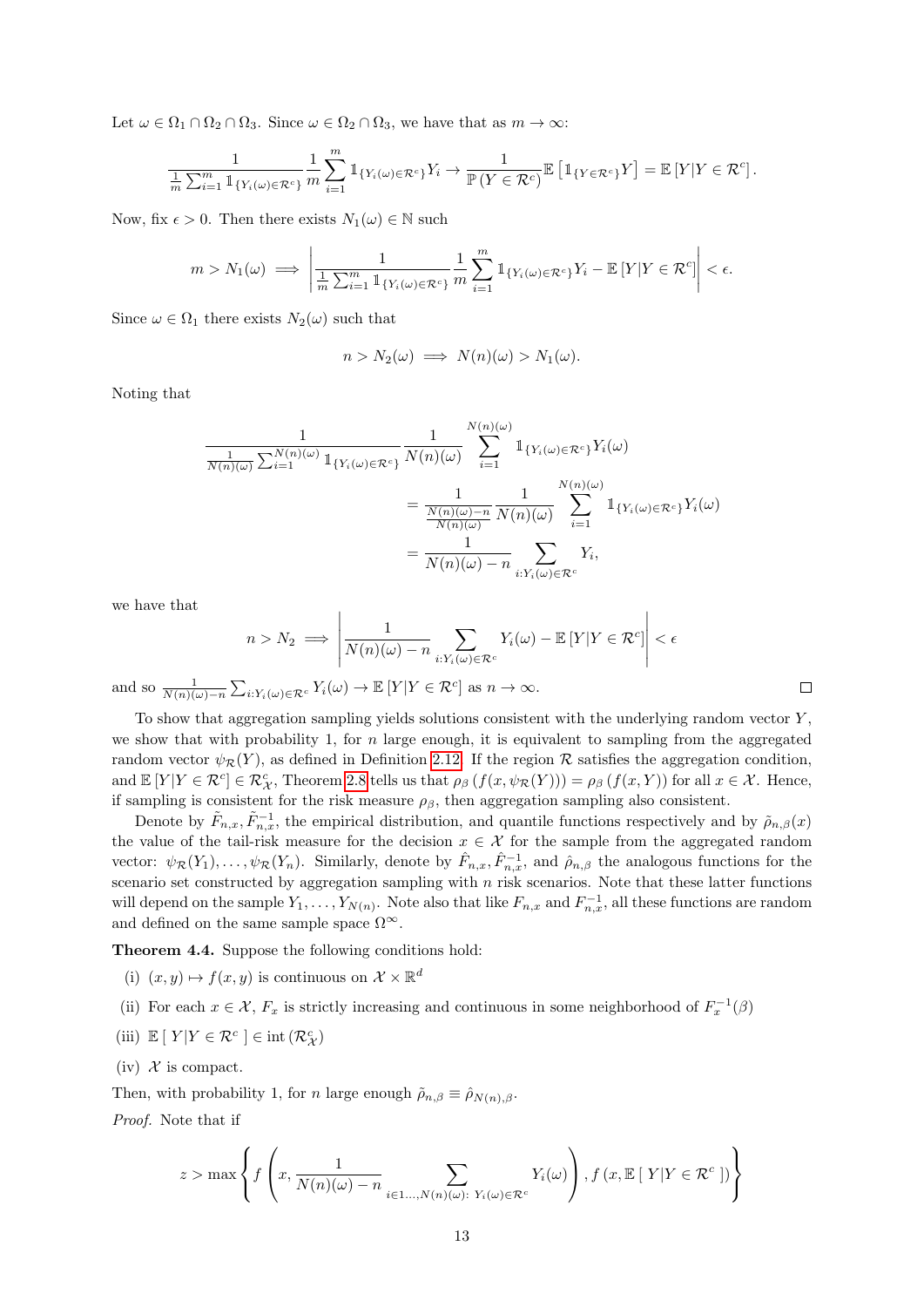Let $\omega \in \Omega_1 \cap \Omega_2 \cap \Omega_3$. Since $\omega \in \Omega_2 \cap \Omega_3$, we have that as $m \to \infty$:

$$\frac{1}{\frac{1}{m}\sum_{i=1}^{m} \mathbb{1}_{\{Y_i(\omega)\in\mathcal{R}^c\}}} \frac{1}{m}\sum_{i=1}^{m} \mathbb{1}_{\{Y_i(\omega)\in\mathcal{R}^c\}} Y_i \to \frac{1}{\mathbb{P}(Y \in \mathcal{R}^c)} \mathbb{E}\left[\mathbb{1}_{\{Y\in\mathcal{R}^c\}} Y\right] = \mathbb{E}\left[Y | Y \in \mathcal{R}^c\right].$$

Now, fix $\epsilon > 0$. Then there exists $N_1(\omega) \in \mathbb{N}$ such

$$m > N_1(\omega) \implies \left| \frac{1}{\frac{1}{m}\sum_{i=1}^{m} \mathbb{1}_{\{Y_i(\omega)\in\mathcal{R}^c\}}} \frac{1}{m}\sum_{i=1}^{m} \mathbb{1}_{\{Y_i(\omega)\in\mathcal{R}^c\}} Y_i - \mathbb{E}\left[Y | Y \in \mathcal{R}^c\right] \right| < \epsilon.$$

Since $\omega \in \Omega_1$ there exists $N_2(\omega)$ such that

$$n > N_2(\omega) \implies N(n)(\omega) > N_1(\omega).$$

Noting that

$$\begin{aligned}
&\frac{1}{\frac{1}{N(n)(\omega)}\sum_{i=1}^{N(n)(\omega)} \mathbb{1}_{\{Y_i(\omega)\in\mathcal{R}^c\}}} \frac{1}{N(n)(\omega)} \sum_{i=1}^{N(n)(\omega)} \mathbb{1}_{\{Y_i(\omega)\in\mathcal{R}^c\}} Y_i(\omega) \\
&\qquad = \frac{1}{\frac{N(n)(\omega)-n}{N(n)(\omega)}} \frac{1}{N(n)(\omega)} \sum_{i=1}^{N(n)(\omega)} \mathbb{1}_{\{Y_i(\omega)\in\mathcal{R}^c\}} Y_i(\omega) \\
&\qquad = \frac{1}{N(n)(\omega)-n} \sum_{i:Y_i(\omega)\in\mathcal{R}^c} Y_i,
\end{aligned}$$

we have that

$$n > N_2 \implies \left| \frac{1}{N(n)(\omega)-n} \sum_{i:Y_i(\omega)\in\mathcal{R}^c} Y_i(\omega) - \mathbb{E}\left[Y|Y \in \mathcal{R}^c\right] \right| < \epsilon$$

and so $\frac{1}{N(n)(\omega)-n}\sum_{i:Y_i(\omega)\in\mathcal{R}^c} Y_i(\omega) \to \mathbb{E}\left[Y|Y \in \mathcal{R}^c\right]$ as $n \to \infty$. ◻

To show that aggregation sampling yields solutions consistent with the underlying random vector $Y$, we show that with probability 1, for $n$ large enough, it is equivalent to sampling from the aggregated random vector $\psi_{\mathcal{R}}(Y)$, as defined in Definition 2.12. If the region $\mathcal{R}$ satisfies the aggregation condition, and $\mathbb{E}\left[Y|Y \in \mathcal{R}^c\right] \in \mathcal{R}^c_{\mathcal{X}}$, Theorem 2.8 tells us that $\rho_\beta\left(f(x, \psi_{\mathcal{R}}(Y))\right) = \rho_\beta\left(f(x, Y)\right)$ for all $x \in \mathcal{X}$. Hence, if sampling is consistent for the risk measure $\rho_\beta$, then aggregation sampling also consistent.

Denote by $\tilde{F}_{n,x}, \tilde{F}^{-1}_{n,x}$, the empirical distribution, and quantile functions respectively and by $\tilde{\rho}_{n,\beta}(x)$ the value of the tail-risk measure for the decision $x \in \mathcal{X}$ for the sample from the aggregated random vector: $\psi_{\mathcal{R}}(Y_1), \ldots, \psi_{\mathcal{R}}(Y_n)$. Similarly, denote by $\hat{F}_{n,x}, \hat{F}^{-1}_{n,x}$, and $\hat{\rho}_{n,\beta}$ the analogous functions for the scenario set constructed by aggregation sampling with $n$ risk scenarios. Note that these latter functions will depend on the sample $Y_1, \ldots, Y_{N(n)}$. Note also that like $F_{n,x}$ and $F^{-1}_{n,x}$, all these functions are random and defined on the same sample space $\Omega^\infty$.

**Theorem 4.4.** Suppose the following conditions hold:

(i) $(x, y) \mapsto f(x, y)$ is continuous on $\mathcal{X} \times \mathbb{R}^d$

(ii) For each $x \in \mathcal{X}$, $F_x$ is strictly increasing and continuous in some neighborhood of $F_x^{-1}(\beta)$

(iii) $\mathbb{E}\left[\ Y|Y \in \mathcal{R}^c\ \right] \in \operatorname{int}\left(\mathcal{R}^c_{\mathcal{X}}\right)$

(iv) $\mathcal{X}$ is compact.

Then, with probability 1, for $n$ large enough $\tilde{\rho}_{n,\beta} \equiv \hat{\rho}_{N(n),\beta}$.

*Proof.* Note that if

$$z > \max\left\{ f\left(x, \frac{1}{N(n)(\omega)-n} \sum_{i\in 1\ldots,N(n)(\omega):\ Y_i(\omega)\in\mathcal{R}^c} Y_i(\omega)\right), f\left(x, \mathbb{E}\left[\ Y|Y \in \mathcal{R}^c\ \right]\right)\right\}$$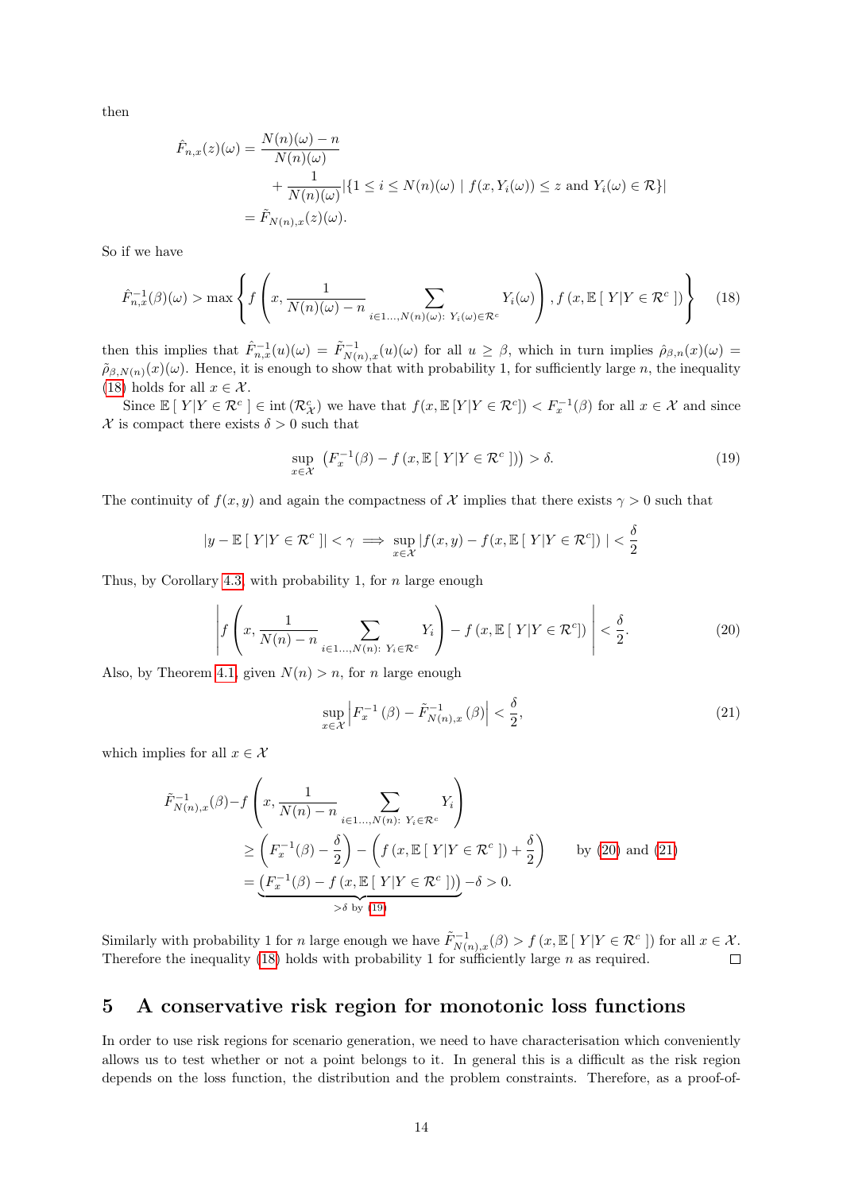then

$$
\begin{aligned}
\hat{F}_{n,x}(z)(\omega) &= \frac{N(n)(\omega) - n}{N(n)(\omega)} \\
&\quad + \frac{1}{N(n)(\omega)} |\{1 \le i \le N(n)(\omega) \mid f(x, Y_i(\omega)) \le z \text{ and } Y_i(\omega) \in \mathcal{R}\}| \\
&= \tilde{F}_{N(n),x}(z)(\omega).
\end{aligned}
$$

So if we have

$$
\hat{F}^{-1}_{n,x}(\beta)(\omega) > \max \left\{ f\left(x, \frac{1}{N(n)(\omega) - n} \sum_{i \in 1\ldots,N(n)(\omega):\ Y_i(\omega) \in \mathcal{R}^c} Y_i(\omega)\right), f\left(x, \mathbb{E}\left[\, Y | Y \in \mathcal{R}^c \,\right]\right) \right\} \tag{18}
$$

then this implies that $\hat{F}^{-1}_{n,x}(u)(\omega) = \tilde{F}^{-1}_{N(n),x}(u)(\omega)$ for all $u \ge \beta$, which in turn implies $\hat{\rho}_{\beta,n}(x)(\omega) = \tilde{\rho}_{\beta,N(n)}(x)(\omega)$. Hence, it is enough to show that with probability 1, for sufficiently large $n$, the inequality (18) holds for all $x \in \mathcal{X}$.

Since $\mathbb{E}\left[\, Y | Y \in \mathcal{R}^c \,\right] \in \operatorname{int}(\mathcal{R}^c_{\mathcal{X}})$ we have that $f(x, \mathbb{E}\left[Y | Y \in \mathcal{R}^c\right]) < F_x^{-1}(\beta)$ for all $x \in \mathcal{X}$ and since $\mathcal{X}$ is compact there exists $\delta > 0$ such that

$$
\sup_{x \in \mathcal{X}} \left( F_x^{-1}(\beta) - f\left(x, \mathbb{E}\left[\, Y | Y \in \mathcal{R}^c \,\right]\right)\right) > \delta. \tag{19}
$$

The continuity of $f(x, y)$ and again the compactness of $\mathcal{X}$ implies that there exists $\gamma > 0$ such that

$$
|y - \mathbb{E}\left[\, Y | Y \in \mathcal{R}^c \,\right]| < \gamma \implies \sup_{x \in \mathcal{X}} |f(x, y) - f(x, \mathbb{E}\left[\, Y | Y \in \mathcal{R}^c\right])\,| < \frac{\delta}{2}
$$

Thus, by Corollary 4.3, with probability 1, for $n$ large enough

$$
\left| f\left(x, \frac{1}{N(n) - n} \sum_{i \in 1\ldots,N(n):\ Y_i \in \mathcal{R}^c} Y_i\right) - f\left(x, \mathbb{E}\left[\, Y | Y \in \mathcal{R}^c\right]\right)\right| < \frac{\delta}{2}. \tag{20}
$$

Also, by Theorem 4.1, given $N(n) > n$, for $n$ large enough

$$
\sup_{x \in \mathcal{X}} \left| F_x^{-1}(\beta) - \tilde{F}^{-1}_{N(n),x}(\beta)\right| < \frac{\delta}{2}, \tag{21}
$$

which implies for all $x \in \mathcal{X}$

$$
\begin{aligned}
\tilde{F}^{-1}_{N(n),x}(\beta) - f&\left(x, \frac{1}{N(n) - n} \sum_{i \in 1\ldots,N(n):\ Y_i \in \mathcal{R}^c} Y_i\right) \\
&\ge \left(F_x^{-1}(\beta) - \frac{\delta}{2}\right) - \left(f\left(x, \mathbb{E}\left[\, Y | Y \in \mathcal{R}^c \,\right]\right) + \frac{\delta}{2}\right) \qquad \text{by (20) and (21)} \\
&= \underbrace{\left(F_x^{-1}(\beta) - f\left(x, \mathbb{E}\left[\, Y | Y \in \mathcal{R}^c \,\right]\right)\right)}_{> \delta \text{ by (19)}} - \delta > 0.
\end{aligned}
$$

Similarly with probability 1 for $n$ large enough we have $\tilde{F}^{-1}_{N(n),x}(\beta) > f\left(x, \mathbb{E}\left[\, Y | Y \in \mathcal{R}^c \,\right]\right)$ for all $x \in \mathcal{X}$. Therefore the inequality (18) holds with probability 1 for sufficiently large $n$ as required. ◻

## 5 A conservative risk region for monotonic loss functions

In order to use risk regions for scenario generation, we need to have characterisation which conveniently allows us to test whether or not a point belongs to it. In general this is a difficult as the risk region depends on the loss function, the distribution and the problem constraints. Therefore, as a proof-of-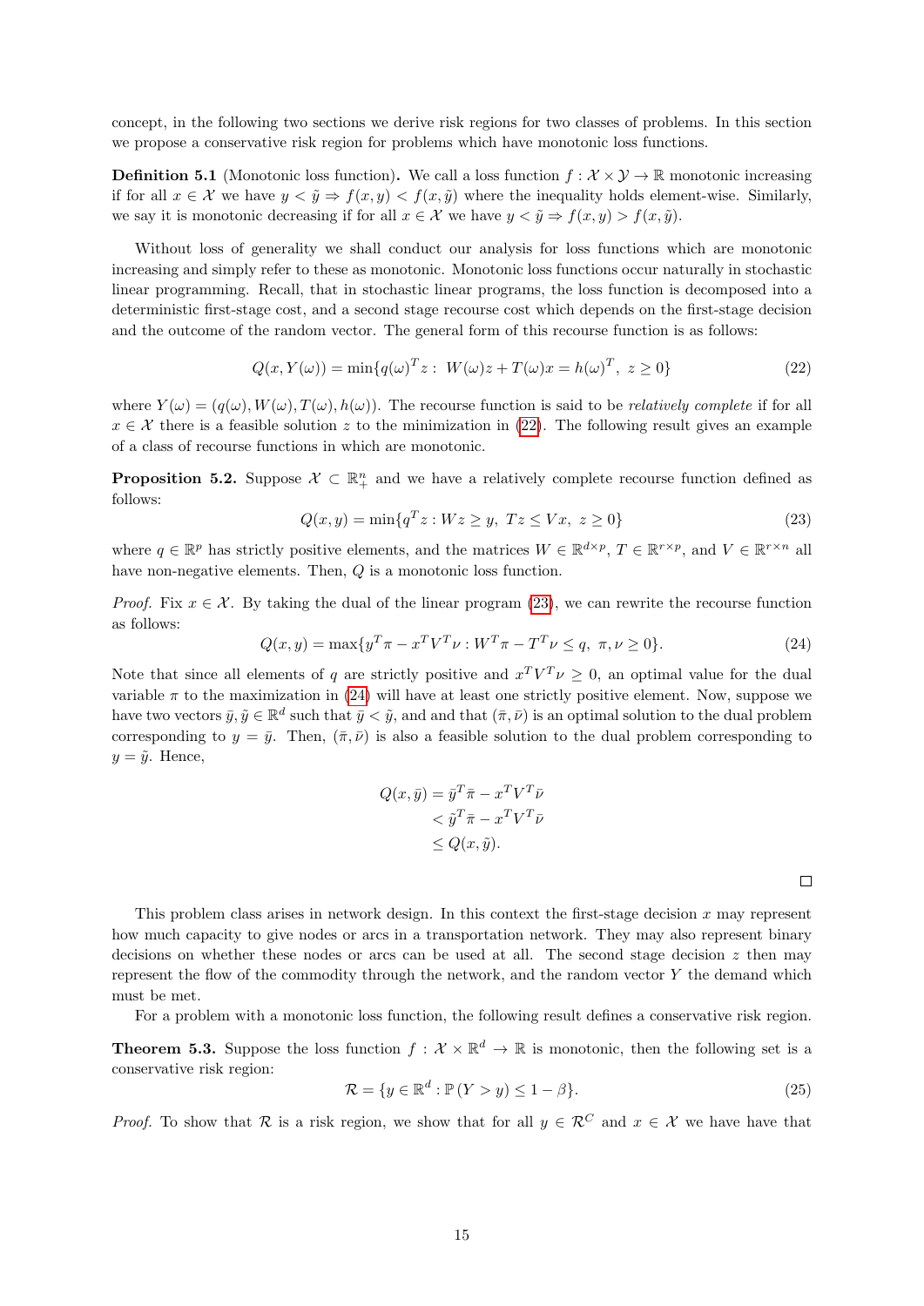concept, in the following two sections we derive risk regions for two classes of problems. In this section we propose a conservative risk region for problems which have monotonic loss functions.

**Definition 5.1** (Monotonic loss function)**.** We call a loss function $f : \mathcal{X} \times \mathcal{Y} \to \mathbb{R}$ monotonic increasing if for all $x \in \mathcal{X}$ we have $y < \tilde{y} \Rightarrow f(x, y) < f(x, \tilde{y})$ where the inequality holds element-wise. Similarly, we say it is monotonic decreasing if for all $x \in \mathcal{X}$ we have $y < \tilde{y} \Rightarrow f(x, y) > f(x, \tilde{y})$.

Without loss of generality we shall conduct our analysis for loss functions which are monotonic increasing and simply refer to these as monotonic. Monotonic loss functions occur naturally in stochastic linear programming. Recall, that in stochastic linear programs, the loss function is decomposed into a deterministic first-stage cost, and a second stage recourse cost which depends on the first-stage decision and the outcome of the random vector. The general form of this recourse function is as follows:

$$Q(x, Y(\omega)) = \min\{q(\omega)^T z : \ W(\omega)z + T(\omega)x = h(\omega)^T, \ z \geq 0\} \tag{22}$$

where $Y(\omega) = (q(\omega), W(\omega), T(\omega), h(\omega))$. The recourse function is said to be *relatively complete* if for all $x \in \mathcal{X}$ there is a feasible solution $z$ to the minimization in (22). The following result gives an example of a class of recourse functions in which are monotonic.

**Proposition 5.2.** Suppose $\mathcal{X} \subset \mathbb{R}^n_+$ and we have a relatively complete recourse function defined as follows:

$$Q(x, y) = \min\{q^T z : Wz \geq y, \ Tz \leq Vx, \ z \geq 0\} \tag{23}$$

where $q \in \mathbb{R}^p$ has strictly positive elements, and the matrices $W \in \mathbb{R}^{d\times p}$, $T \in \mathbb{R}^{r\times p}$, and $V \in \mathbb{R}^{r\times n}$ all have non-negative elements. Then, $Q$ is a monotonic loss function.

*Proof.* Fix $x \in \mathcal{X}$. By taking the dual of the linear program (23), we can rewrite the recourse function as follows:

$$Q(x, y) = \max\{y^T \pi - x^T V^T \nu : W^T \pi - T^T \nu \leq q, \ \pi, \nu \geq 0\}. \tag{24}$$

Note that since all elements of $q$ are strictly positive and $x^T V^T \nu \geq 0$, an optimal value for the dual variable $\pi$ to the maximization in (24) will have at least one strictly positive element. Now, suppose we have two vectors $\bar{y}, \tilde{y} \in \mathbb{R}^d$ such that $\bar{y} < \tilde{y}$, and and that $(\bar{\pi}, \bar{\nu})$ is an optimal solution to the dual problem corresponding to $y = \bar{y}$. Then, $(\bar{\pi}, \bar{\nu})$ is also a feasible solution to the dual problem corresponding to $y = \tilde{y}$. Hence,

$$\begin{aligned} Q(x, \bar{y}) &= \bar{y}^T \bar{\pi} - x^T V^T \bar{\nu} \\ &< \tilde{y}^T \bar{\pi} - x^T V^T \bar{\nu} \\ &\leq Q(x, \tilde{y}). \end{aligned}$$

□

This problem class arises in network design. In this context the first-stage decision $x$ may represent how much capacity to give nodes or arcs in a transportation network. They may also represent binary decisions on whether these nodes or arcs can be used at all. The second stage decision $z$ then may represent the flow of the commodity through the network, and the random vector $Y$ the demand which must be met.

For a problem with a monotonic loss function, the following result defines a conservative risk region.

**Theorem 5.3.** Suppose the loss function $f : \mathcal{X} \times \mathbb{R}^d \to \mathbb{R}$ is monotonic, then the following set is a conservative risk region:

$$\mathcal{R} = \{y \in \mathbb{R}^d : \mathbb{P}(Y > y) \leq 1 - \beta\}. \tag{25}$$

*Proof.* To show that $\mathcal{R}$ is a risk region, we show that for all $y \in \mathcal{R}^C$ and $x \in \mathcal{X}$ we have have that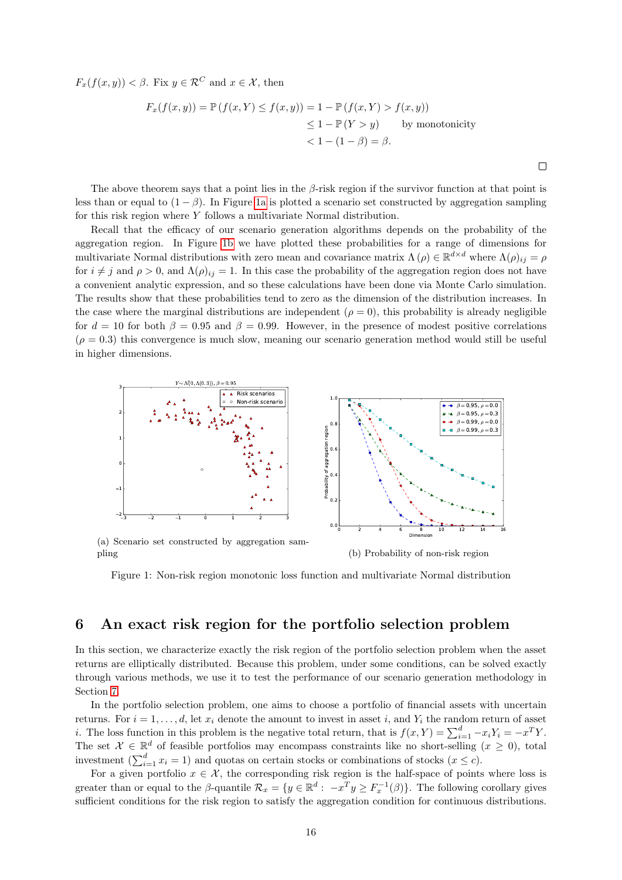$F_x(f(x, y)) < \beta$. Fix $y \in \mathcal{R}^C$ and $x \in \mathcal{X}$, then

$$
\begin{aligned}
F_x(f(x, y)) = \mathbb{P}(f(x, Y) \leq f(x, y)) &= 1 - \mathbb{P}(f(x, Y) > f(x, y)) \\
&\leq 1 - \mathbb{P}(Y > y) \qquad \text{by monotonicity} \\
&< 1 - (1 - \beta) = \beta.
\end{aligned}
$$

□

The above theorem says that a point lies in the $\beta$-risk region if the survivor function at that point is less than or equal to $(1 - \beta)$. In Figure 1a is plotted a scenario set constructed by aggregation sampling for this risk region where $Y$ follows a multivariate Normal distribution.

Recall that the efficacy of our scenario generation algorithms depends on the probability of the aggregation region. In Figure 1b we have plotted these probabilities for a range of dimensions for multivariate Normal distributions with zero mean and covariance matrix $\Lambda(\rho) \in \mathbb{R}^{d \times d}$ where $\Lambda(\rho)_{ij} = \rho$ for $i \neq j$ and $\rho > 0$, and $\Lambda(\rho)_{ij} = 1$. In this case the probability of the aggregation region does not have a convenient analytic expression, and so these calculations have been done via Monte Carlo simulation. The results show that these probabilities tend to zero as the dimension of the distribution increases. In the case where the marginal distributions are independent ($\rho = 0$), this probability is already negligible for $d = 10$ for both $\beta = 0.95$ and $\beta = 0.99$. However, in the presence of modest positive correlations ($\rho = 0.3$) this convergence is much slow, meaning our scenario generation method would still be useful in higher dimensions.

(a) Scenario set constructed by aggregation sampling

(b) Probability of non-risk region

Figure 1: Non-risk region monotonic loss function and multivariate Normal distribution

## 6 An exact risk region for the portfolio selection problem

In this section, we characterize exactly the risk region of the portfolio selection problem when the asset returns are elliptically distributed. Because this problem, under some conditions, can be solved exactly through various methods, we use it to test the performance of our scenario generation methodology in Section 7.

In the portfolio selection problem, one aims to choose a portfolio of financial assets with uncertain returns. For $i = 1, \ldots, d$, let $x_i$ denote the amount to invest in asset $i$, and $Y_i$ the random return of asset $i$. The loss function in this problem is the negative total return, that is $f(x, Y) = \sum_{i=1}^{d} -x_i Y_i = -x^T Y$. The set $\mathcal{X} \in \mathbb{R}^d$ of feasible portfolios may encompass constraints like no short-selling ($x \geq 0$), total investment ($\sum_{i=1}^{d} x_i = 1$) and quotas on certain stocks or combinations of stocks ($x \leq c$).

For a given portfolio $x \in \mathcal{X}$, the corresponding risk region is the half-space of points where loss is greater than or equal to the $\beta$-quantile $\mathcal{R}_x = \{y \in \mathbb{R}^d : -x^T y \geq F_x^{-1}(\beta)\}$. The following corollary gives sufficient conditions for the risk region to satisfy the aggregation condition for continuous distributions.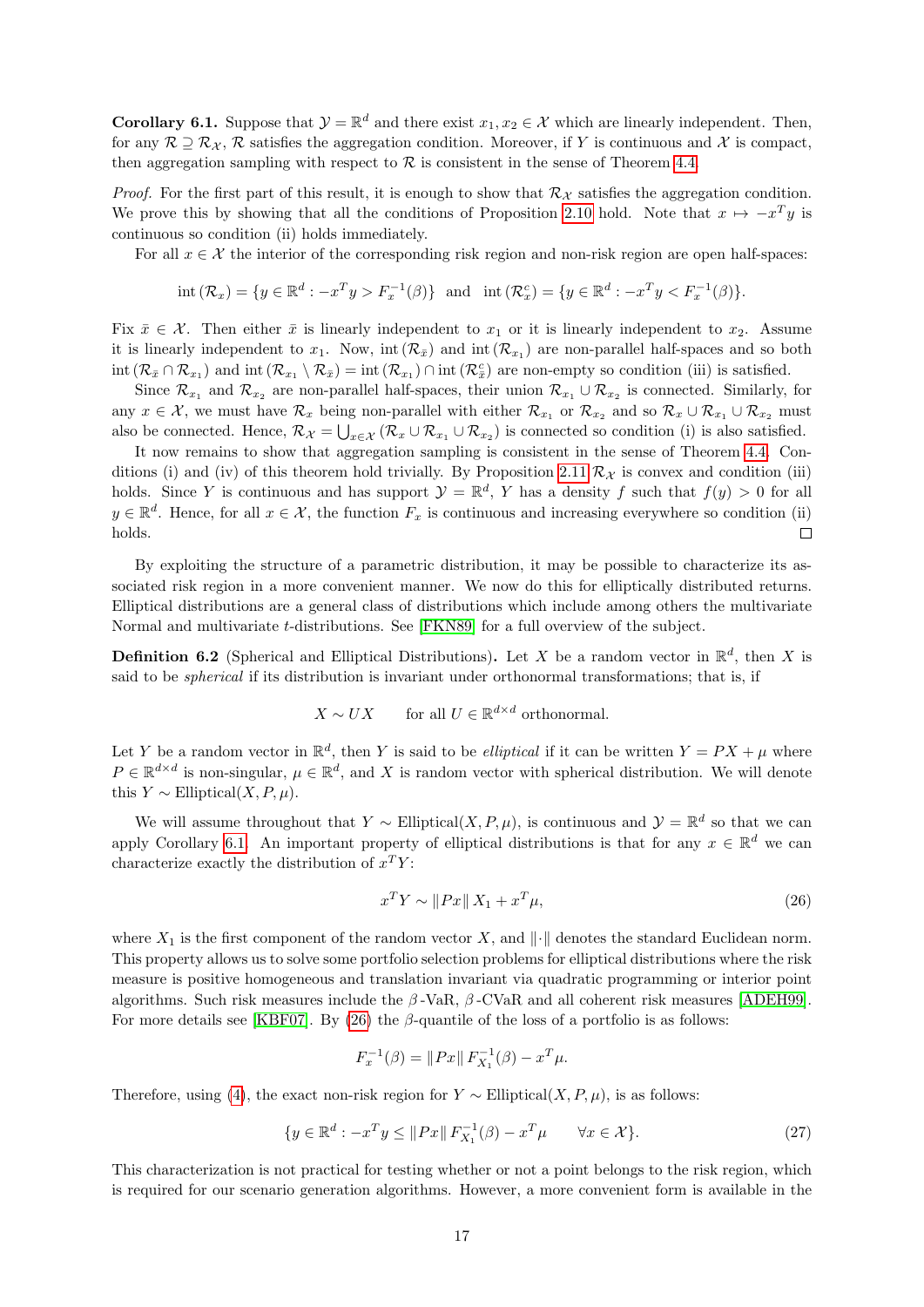**Corollary 6.1.** Suppose that $\mathcal{Y} = \mathbb{R}^d$ and there exist $x_1, x_2 \in \mathcal{X}$ which are linearly independent. Then, for any $\mathcal{R} \supseteq \mathcal{R}_{\mathcal{X}}$, $\mathcal{R}$ satisfies the aggregation condition. Moreover, if $Y$ is continuous and $\mathcal{X}$ is compact, then aggregation sampling with respect to $\mathcal{R}$ is consistent in the sense of Theorem 4.4.

*Proof.* For the first part of this result, it is enough to show that $\mathcal{R}_{\mathcal{X}}$ satisfies the aggregation condition. We prove this by showing that all the conditions of Proposition 2.10 hold. Note that $x \mapsto -x^T y$ is continuous so condition (ii) holds immediately.

For all $x \in \mathcal{X}$ the interior of the corresponding risk region and non-risk region are open half-spaces:

$$\text{int}\,(\mathcal{R}_x) = \{y \in \mathbb{R}^d : -x^T y > F_x^{-1}(\beta)\} \quad \text{and} \quad \text{int}\,(\mathcal{R}_x^c) = \{y \in \mathbb{R}^d : -x^T y < F_x^{-1}(\beta)\}.$$

Fix $\bar{x} \in \mathcal{X}$. Then either $\bar{x}$ is linearly independent to $x_1$ or it is linearly independent to $x_2$. Assume it is linearly independent to $x_1$. Now, $\text{int}\,(\mathcal{R}_{\bar{x}})$ and $\text{int}\,(\mathcal{R}_{x_1})$ are non-parallel half-spaces and so both $\text{int}\,(\mathcal{R}_{\bar{x}} \cap \mathcal{R}_{x_1})$ and $\text{int}\,(\mathcal{R}_{x_1} \setminus \mathcal{R}_{\bar{x}}) = \text{int}\,(\mathcal{R}_{x_1}) \cap \text{int}\,(\mathcal{R}_{\bar{x}}^c)$ are non-empty so condition (iii) is satisfied.

Since $\mathcal{R}_{x_1}$ and $\mathcal{R}_{x_2}$ are non-parallel half-spaces, their union $\mathcal{R}_{x_1} \cup \mathcal{R}_{x_2}$ is connected. Similarly, for any $x \in \mathcal{X}$, we must have $\mathcal{R}_x$ being non-parallel with either $\mathcal{R}_{x_1}$ or $\mathcal{R}_{x_2}$ and so $\mathcal{R}_x \cup \mathcal{R}_{x_1} \cup \mathcal{R}_{x_2}$ must also be connected. Hence, $\mathcal{R}_{\mathcal{X}} = \bigcup_{x \in \mathcal{X}} (\mathcal{R}_x \cup \mathcal{R}_{x_1} \cup \mathcal{R}_{x_2})$ is connected so condition (i) is also satisfied.

It now remains to show that aggregation sampling is consistent in the sense of Theorem 4.4. Conditions (i) and (iv) of this theorem hold trivially. By Proposition 2.11 $\mathcal{R}_{\mathcal{X}}$ is convex and condition (iii) holds. Since $Y$ is continuous and has support $\mathcal{Y} = \mathbb{R}^d$, $Y$ has a density $f$ such that $f(y) > 0$ for all $y \in \mathbb{R}^d$. Hence, for all $x \in \mathcal{X}$, the function $F_x$ is continuous and increasing everywhere so condition (ii) holds. □

By exploiting the structure of a parametric distribution, it may be possible to characterize its associated risk region in a more convenient manner. We now do this for elliptically distributed returns. Elliptical distributions are a general class of distributions which include among others the multivariate Normal and multivariate $t$-distributions. See [FKN89] for a full overview of the subject.

**Definition 6.2** (Spherical and Elliptical Distributions)**.** Let $X$ be a random vector in $\mathbb{R}^d$, then $X$ is said to be *spherical* if its distribution is invariant under orthonormal transformations; that is, if

$$X \sim UX \qquad \text{for all } U \in \mathbb{R}^{d \times d} \text{ orthonormal}.$$

Let $Y$ be a random vector in $\mathbb{R}^d$, then $Y$ is said to be *elliptical* if it can be written $Y = PX + \mu$ where $P \in \mathbb{R}^{d \times d}$ is non-singular, $\mu \in \mathbb{R}^d$, and $X$ is random vector with spherical distribution. We will denote this $Y \sim \text{Elliptical}(X, P, \mu)$.

We will assume throughout that $Y \sim \text{Elliptical}(X, P, \mu)$, is continuous and $\mathcal{Y} = \mathbb{R}^d$ so that we can apply Corollary 6.1. An important property of elliptical distributions is that for any $x \in \mathbb{R}^d$ we can characterize exactly the distribution of $x^T Y$:

$$x^T Y \sim \|Px\|\, X_1 + x^T \mu, \tag{26}$$

where $X_1$ is the first component of the random vector $X$, and $\|\cdot\|$ denotes the standard Euclidean norm. This property allows us to solve some portfolio selection problems for elliptical distributions where the risk measure is positive homogeneous and translation invariant via quadratic programming or interior point algorithms. Such risk measures include the $\beta$-VaR, $\beta$-CVaR and all coherent risk measures [ADEH99]. For more details see [KBF07]. By (26) the $\beta$-quantile of the loss of a portfolio is as follows:

$$F_x^{-1}(\beta) = \|Px\|\, F_{X_1}^{-1}(\beta) - x^T \mu.$$

Therefore, using (4), the exact non-risk region for $Y \sim \text{Elliptical}(X, P, \mu)$, is as follows:

$$\{y \in \mathbb{R}^d : -x^T y \leq \|Px\|\, F_{X_1}^{-1}(\beta) - x^T \mu \qquad \forall x \in \mathcal{X}\}. \tag{27}$$

This characterization is not practical for testing whether or not a point belongs to the risk region, which is required for our scenario generation algorithms. However, a more convenient form is available in the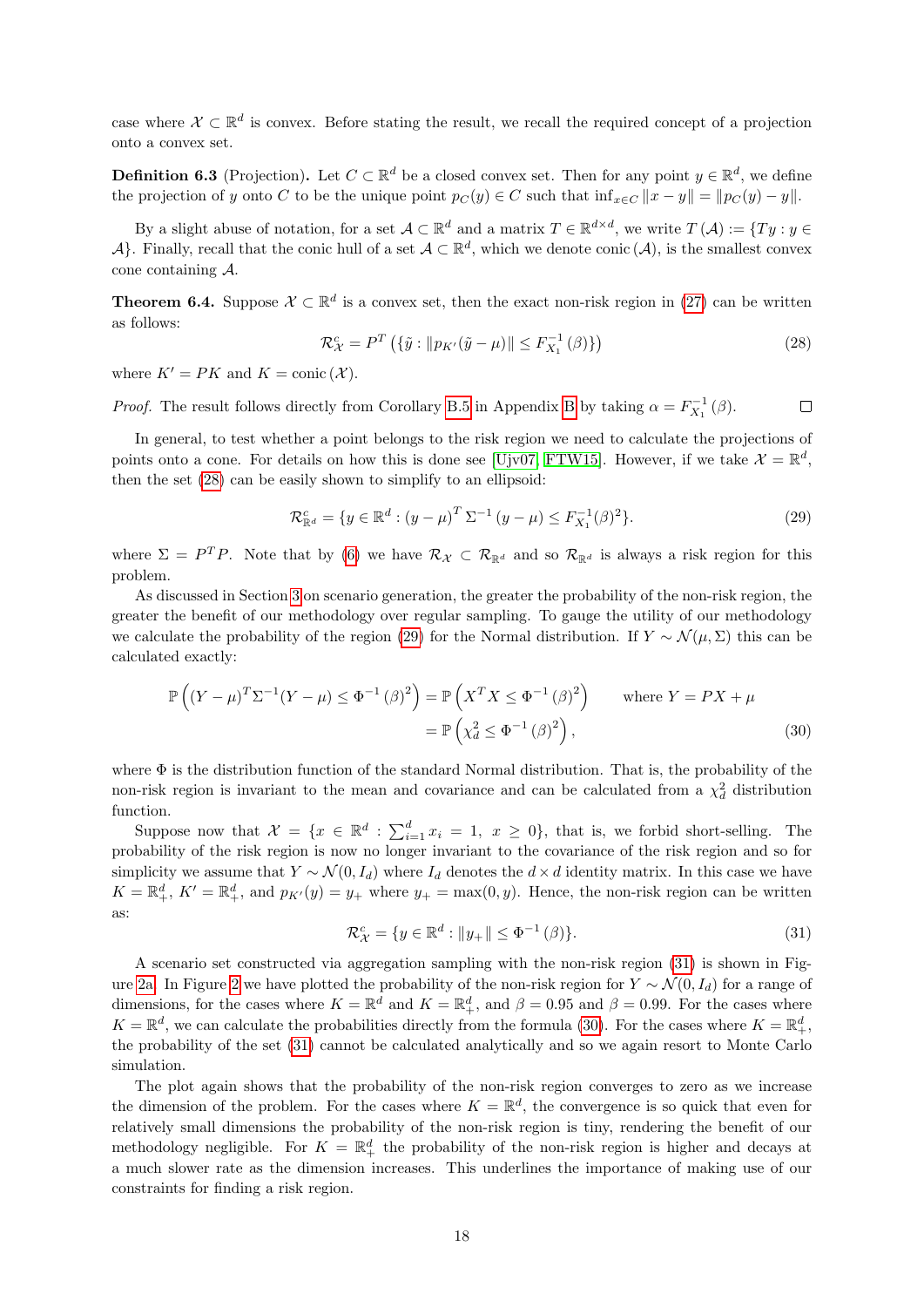case where $\mathcal{X} \subset \mathbb{R}^d$ is convex. Before stating the result, we recall the required concept of a projection onto a convex set.

**Definition 6.3** (Projection)**.** Let $C \subset \mathbb{R}^d$ be a closed convex set. Then for any point $y \in \mathbb{R}^d$, we define the projection of $y$ onto $C$ to be the unique point $p_C(y) \in C$ such that $\inf_{x \in C} \|x - y\| = \|p_C(y) - y\|$.

By a slight abuse of notation, for a set $\mathcal{A} \subset \mathbb{R}^d$ and a matrix $T \in \mathbb{R}^{d \times d}$, we write $T(\mathcal{A}) := \{Ty : y \in \mathcal{A}\}$. Finally, recall that the conic hull of a set $\mathcal{A} \subset \mathbb{R}^d$, which we denote $\text{conic}(\mathcal{A})$, is the smallest convex cone containing $\mathcal{A}$.

**Theorem 6.4.** *Suppose $\mathcal{X} \subset \mathbb{R}^d$ is a convex set, then the exact non-risk region in (27) can be written as follows:*

$$\mathcal{R}^c_{\mathcal{X}} = P^T \left( \{ \tilde{y} : \|p_{K'}(\tilde{y} - \mu)\| \le F_{X_1}^{-1}(\beta) \} \right) \tag{28}$$

*where $K' = PK$ and $K = \text{conic}(\mathcal{X})$.*

*Proof.* The result follows directly from Corollary B.5 in Appendix B by taking $\alpha = F_{X_1}^{-1}(\beta)$. □

In general, to test whether a point belongs to the risk region we need to calculate the projections of points onto a cone. For details on how this is done see [Ujv07, FTW15]. However, if we take $\mathcal{X} = \mathbb{R}^d$, then the set (28) can be easily shown to simplify to an ellipsoid:

$$\mathcal{R}^c_{\mathbb{R}^d} = \{ y \in \mathbb{R}^d : (y - \mu)^T \Sigma^{-1} (y - \mu) \le F_{X_1}^{-1}(\beta)^2 \}. \tag{29}$$

where $\Sigma = P^T P$. Note that by (6) we have $\mathcal{R}_{\mathcal{X}} \subset \mathcal{R}_{\mathbb{R}^d}$ and so $\mathcal{R}_{\mathbb{R}^d}$ is always a risk region for this problem.

As discussed in Section 3 on scenario generation, the greater the probability of the non-risk region, the greater the benefit of our methodology over regular sampling. To gauge the utility of our methodology we calculate the probability of the region (29) for the Normal distribution. If $Y \sim \mathcal{N}(\mu, \Sigma)$ this can be calculated exactly:

$$\begin{aligned}
\mathbb{P}\left( (Y - \mu)^T \Sigma^{-1} (Y - \mu) \le \Phi^{-1}(\beta)^2 \right) &= \mathbb{P}\left( X^T X \le \Phi^{-1}(\beta)^2 \right) \qquad \text{where } Y = PX + \mu \\
&= \mathbb{P}\left( \chi^2_d \le \Phi^{-1}(\beta)^2 \right),
\end{aligned} \tag{30}$$

where $\Phi$ is the distribution function of the standard Normal distribution. That is, the probability of the non-risk region is invariant to the mean and covariance and can be calculated from a $\chi^2_d$ distribution function.

Suppose now that $\mathcal{X} = \{x \in \mathbb{R}^d : \sum_{i=1}^d x_i = 1, \ x \ge 0\}$, that is, we forbid short-selling. The probability of the risk region is now no longer invariant to the covariance of the risk region and so for simplicity we assume that $Y \sim \mathcal{N}(0, I_d)$ where $I_d$ denotes the $d \times d$ identity matrix. In this case we have $K = \mathbb{R}^d_+$, $K' = \mathbb{R}^d_+$, and $p_{K'}(y) = y_+$ where $y_+ = \max(0, y)$. Hence, the non-risk region can be written as:

$$\mathcal{R}^c_{\mathcal{X}} = \{ y \in \mathbb{R}^d : \|y_+\| \le \Phi^{-1}(\beta) \}. \tag{31}$$

A scenario set constructed via aggregation sampling with the non-risk region (31) is shown in Figure 2a. In Figure 2 we have plotted the probability of the non-risk region for $Y \sim \mathcal{N}(0, I_d)$ for a range of dimensions, for the cases where $K = \mathbb{R}^d$ and $K = \mathbb{R}^d_+$, and $\beta = 0.95$ and $\beta = 0.99$. For the cases where $K = \mathbb{R}^d$, we can calculate the probabilities directly from the formula (30). For the cases where $K = \mathbb{R}^d_+$, the probability of the set (31) cannot be calculated analytically and so we again resort to Monte Carlo simulation.

The plot again shows that the probability of the non-risk region converges to zero as we increase the dimension of the problem. For the cases where $K = \mathbb{R}^d$, the convergence is so quick that even for relatively small dimensions the probability of the non-risk region is tiny, rendering the benefit of our methodology negligible. For $K = \mathbb{R}^d_+$ the probability of the non-risk region is higher and decays at a much slower rate as the dimension increases. This underlines the importance of making use of our constraints for finding a risk region.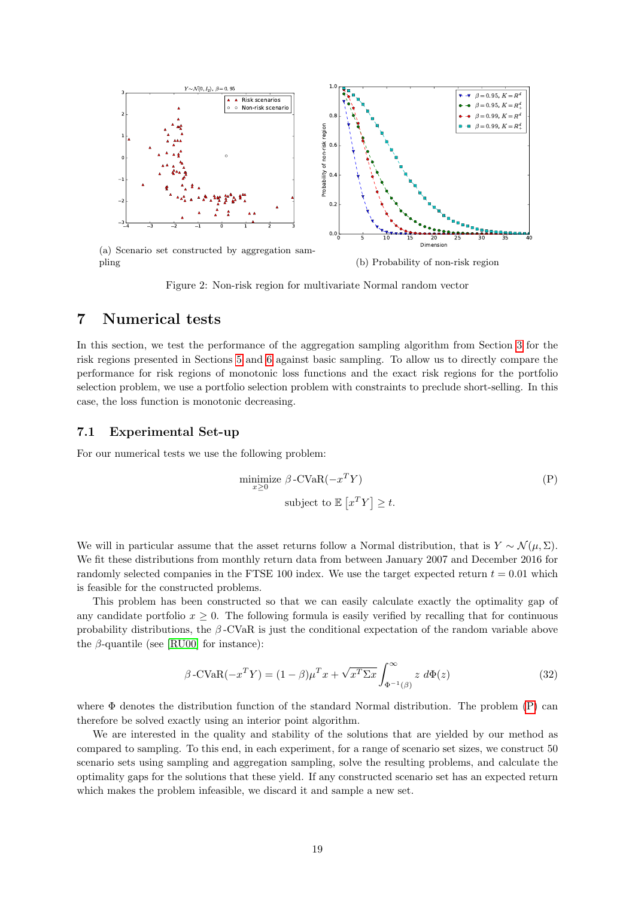(a) Scenario set constructed by aggregation sampling

(b) Probability of non-risk region

Figure 2: Non-risk region for multivariate Normal random vector

# 7 Numerical tests

In this section, we test the performance of the aggregation sampling algorithm from Section 3 for the risk regions presented in Sections 5 and 6 against basic sampling. To allow us to directly compare the performance for risk regions of monotonic loss functions and the exact risk regions for the portfolio selection problem, we use a portfolio selection problem with constraints to preclude short-selling. In this case, the loss function is monotonic decreasing.

## 7.1 Experimental Set-up

For our numerical tests we use the following problem:

$$\begin{aligned} \underset{x \geq 0}{\text{minimize}} \ & \beta\text{-CVaR}(-x^T Y) \\ \text{subject to} \ & \mathbb{E}\left[x^T Y\right] \geq t. \end{aligned} \tag{P}$$

We will in particular assume that the asset returns follow a Normal distribution, that is $Y \sim \mathcal{N}(\mu, \Sigma)$. We fit these distributions from monthly return data from between January 2007 and December 2016 for randomly selected companies in the FTSE 100 index. We use the target expected return $t = 0.01$ which is feasible for the constructed problems.

This problem has been constructed so that we can easily calculate exactly the optimality gap of any candidate portfolio $x \geq 0$. The following formula is easily verified by recalling that for continuous probability distributions, the $\beta$-CVaR is just the conditional expectation of the random variable above the $\beta$-quantile (see [RU00] for instance):

$$\beta\text{-CVaR}(-x^T Y) = (1 - \beta)\mu^T x + \sqrt{x^T \Sigma x} \int_{\Phi^{-1}(\beta)}^{\infty} z \ d\Phi(z) \tag{32}$$

where $\Phi$ denotes the distribution function of the standard Normal distribution. The problem (P) can therefore be solved exactly using an interior point algorithm.

We are interested in the quality and stability of the solutions that are yielded by our method as compared to sampling. To this end, in each experiment, for a range of scenario set sizes, we construct 50 scenario sets using sampling and aggregation sampling, solve the resulting problems, and calculate the optimality gaps for the solutions that these yield. If any constructed scenario set has an expected return which makes the problem infeasible, we discard it and sample a new set.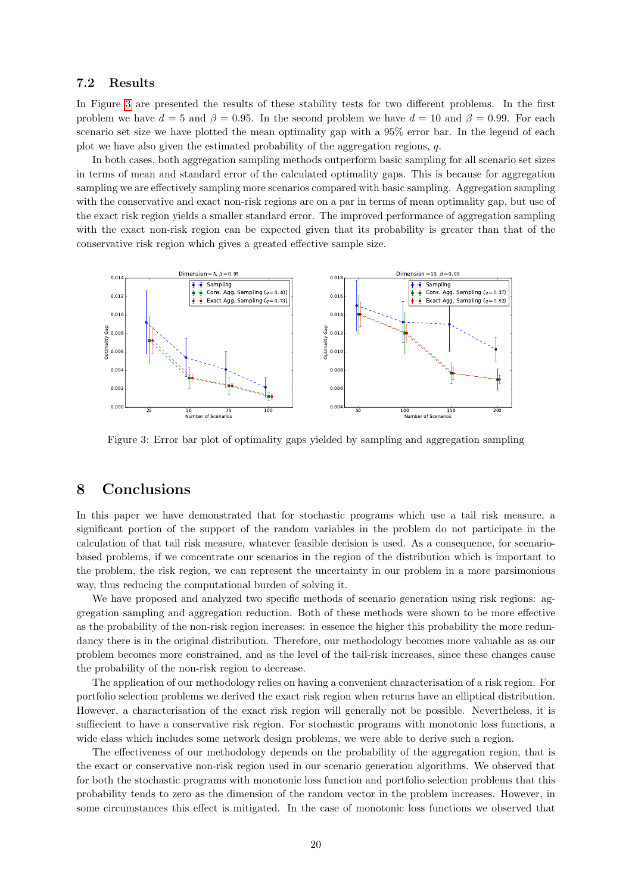### 7.2 Results

In Figure 3 are presented the results of these stability tests for two different problems. In the first problem we have $d = 5$ and $\beta = 0.95$. In the second problem we have $d = 10$ and $\beta = 0.99$. For each scenario set size we have plotted the mean optimality gap with a 95% error bar. In the legend of each plot we have also given the estimated probability of the aggregation regions, $q$.

In both cases, both aggregation sampling methods outperform basic sampling for all scenario set sizes in terms of mean and standard error of the calculated optimality gaps. This is because for aggregation sampling we are effectively sampling more scenarios compared with basic sampling. Aggregation sampling with the conservative and exact non-risk regions are on a par in terms of mean optimality gap, but use of the exact risk region yields a smaller standard error. The improved performance of aggregation sampling with the exact non-risk region can be expected given that its probability is greater than that of the conservative risk region which gives a greated effective sample size.

Figure 3: Error bar plot of optimality gaps yielded by sampling and aggregation sampling

## 8 Conclusions

In this paper we have demonstrated that for stochastic programs which use a tail risk measure, a significant portion of the support of the random variables in the problem do not participate in the calculation of that tail risk measure, whatever feasible decision is used. As a consequence, for scenario-based problems, if we concentrate our scenarios in the region of the distribution which is important to the problem, the risk region, we can represent the uncertainty in our problem in a more parsimonious way, thus reducing the computational burden of solving it.

We have proposed and analyzed two specific methods of scenario generation using risk regions: aggregation sampling and aggregation reduction. Both of these methods were shown to be more effective as the probability of the non-risk region increases: in essence the higher this probability the more redundancy there is in the original distribution. Therefore, our methodology becomes more valuable as as our problem becomes more constrained, and as the level of the tail-risk increases, since these changes cause the probability of the non-risk region to decrease.

The application of our methodology relies on having a convenient characterisation of a risk region. For portfolio selection problems we derived the exact risk region when returns have an elliptical distribution. However, a characterisation of the exact risk region will generally not be possible. Nevertheless, it is suffiecient to have a conservative risk region. For stochastic programs with monotonic loss functions, a wide class which includes some network design problems, we were able to derive such a region.

The effectiveness of our methodology depends on the probability of the aggregation region, that is the exact or conservative non-risk region used in our scenario generation algorithms. We observed that for both the stochastic programs with monotonic loss function and portfolio selection problems that this probability tends to zero as the dimension of the random vector in the problem increases. However, in some circumstances this effect is mitigated. In the case of monotonic loss functions we observed that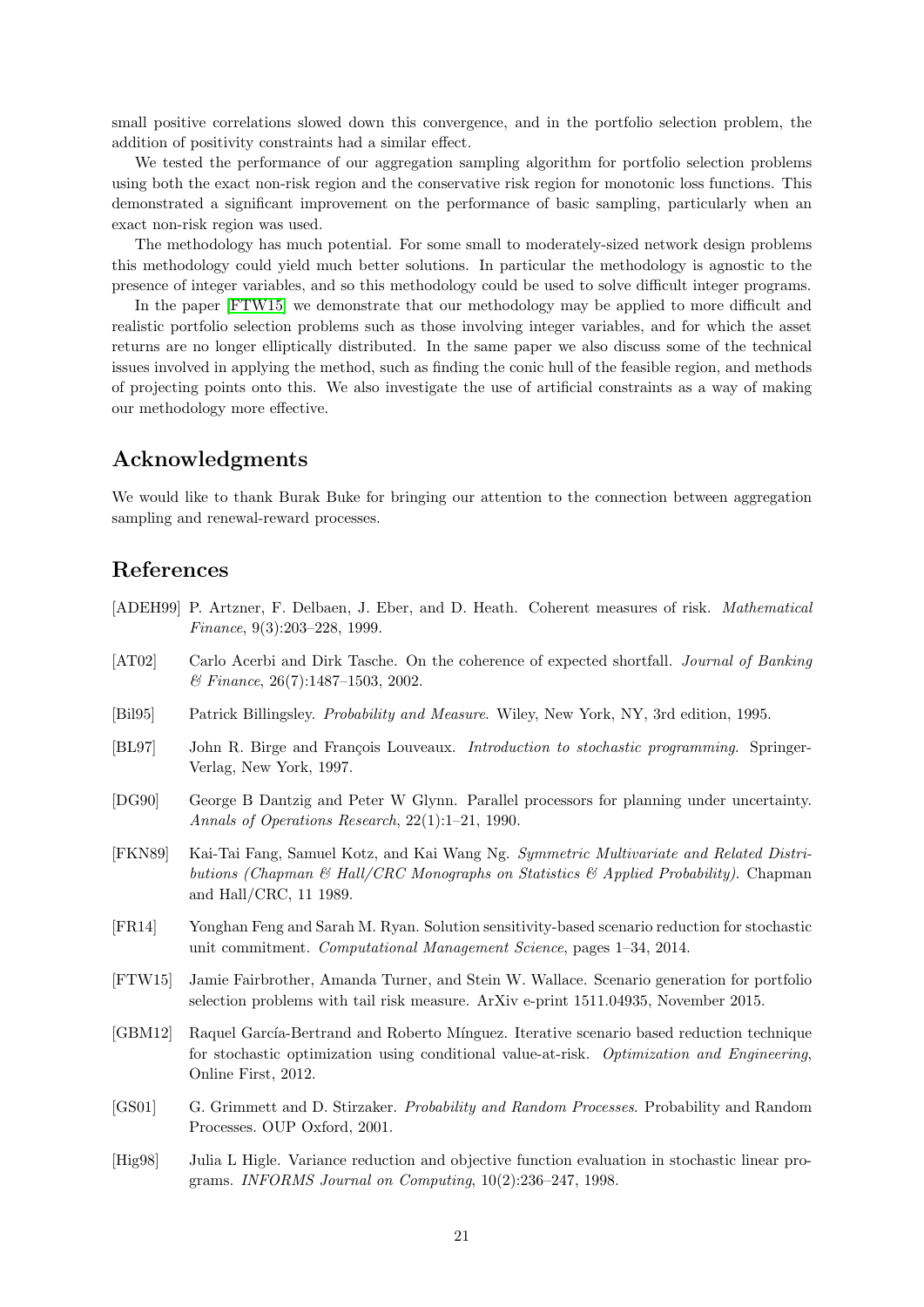small positive correlations slowed down this convergence, and in the portfolio selection problem, the addition of positivity constraints had a similar effect.

We tested the performance of our aggregation sampling algorithm for portfolio selection problems using both the exact non-risk region and the conservative risk region for monotonic loss functions. This demonstrated a significant improvement on the performance of basic sampling, particularly when an exact non-risk region was used.

The methodology has much potential. For some small to moderately-sized network design problems this methodology could yield much better solutions. In particular the methodology is agnostic to the presence of integer variables, and so this methodology could be used to solve difficult integer programs.

In the paper [FTW15] we demonstrate that our methodology may be applied to more difficult and realistic portfolio selection problems such as those involving integer variables, and for which the asset returns are no longer elliptically distributed. In the same paper we also discuss some of the technical issues involved in applying the method, such as finding the conic hull of the feasible region, and methods of projecting points onto this. We also investigate the use of artificial constraints as a way of making our methodology more effective.

## Acknowledgments

We would like to thank Burak Buke for bringing our attention to the connection between aggregation sampling and renewal-reward processes.

## References

[ADEH99] P. Artzner, F. Delbaen, J. Eber, and D. Heath. Coherent measures of risk. *Mathematical Finance*, 9(3):203–228, 1999.

[AT02] Carlo Acerbi and Dirk Tasche. On the coherence of expected shortfall. *Journal of Banking & Finance*, 26(7):1487–1503, 2002.

[Bil95] Patrick Billingsley. *Probability and Measure*. Wiley, New York, NY, 3rd edition, 1995.

[BL97] John R. Birge and François Louveaux. *Introduction to stochastic programming*. Springer-Verlag, New York, 1997.

[DG90] George B Dantzig and Peter W Glynn. Parallel processors for planning under uncertainty. *Annals of Operations Research*, 22(1):1–21, 1990.

[FKN89] Kai-Tai Fang, Samuel Kotz, and Kai Wang Ng. *Symmetric Multivariate and Related Distributions (Chapman & Hall/CRC Monographs on Statistics & Applied Probability)*. Chapman and Hall/CRC, 11 1989.

[FR14] Yonghan Feng and Sarah M. Ryan. Solution sensitivity-based scenario reduction for stochastic unit commitment. *Computational Management Science*, pages 1–34, 2014.

[FTW15] Jamie Fairbrother, Amanda Turner, and Stein W. Wallace. Scenario generation for portfolio selection problems with tail risk measure. ArXiv e-print 1511.04935, November 2015.

[GBM12] Raquel García-Bertrand and Roberto Mínguez. Iterative scenario based reduction technique for stochastic optimization using conditional value-at-risk. *Optimization and Engineering*, Online First, 2012.

[GS01] G. Grimmett and D. Stirzaker. *Probability and Random Processes*. Probability and Random Processes. OUP Oxford, 2001.

[Hig98] Julia L Higle. Variance reduction and objective function evaluation in stochastic linear programs. *INFORMS Journal on Computing*, 10(2):236–247, 1998.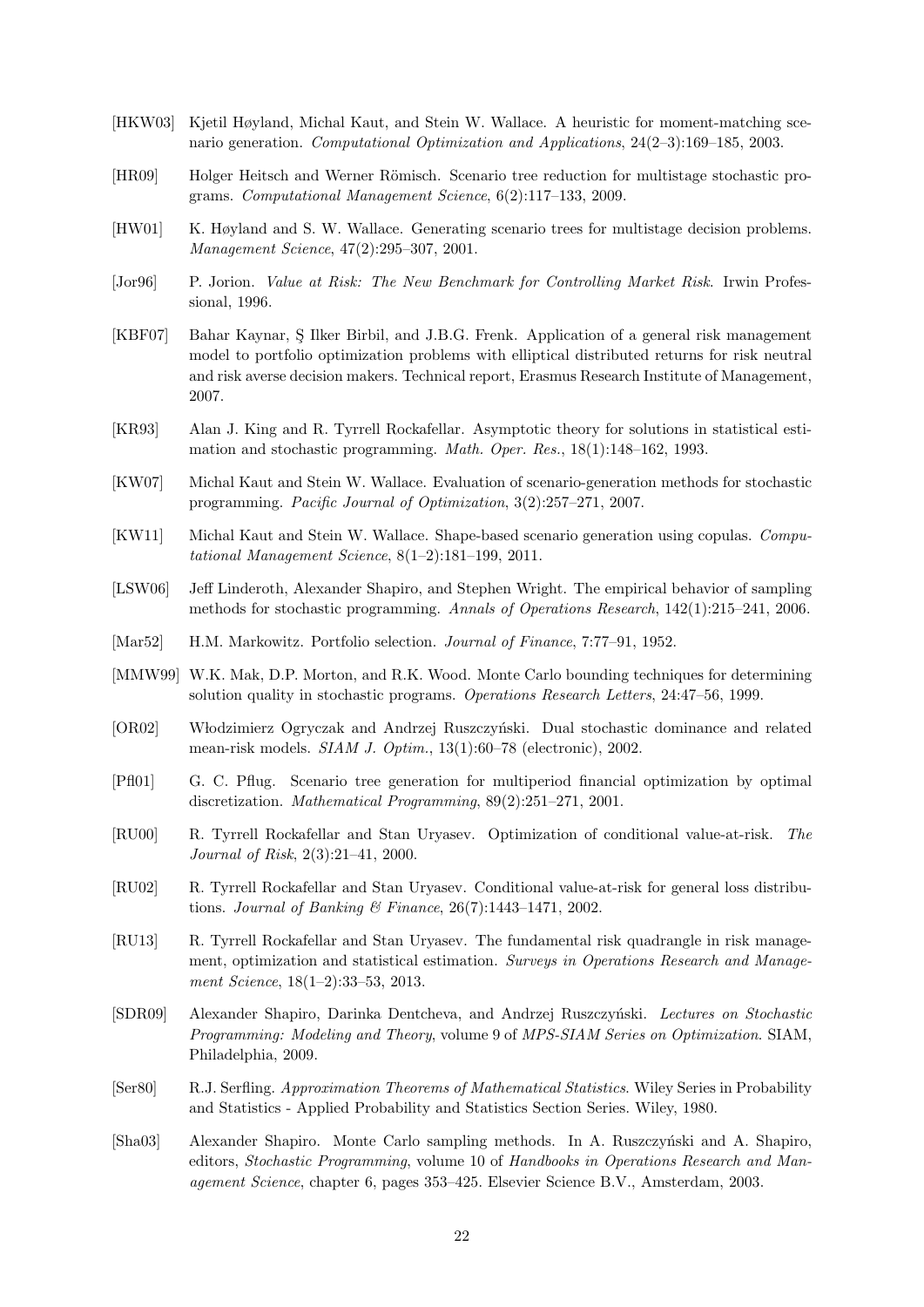[HKW03] Kjetil Høyland, Michal Kaut, and Stein W. Wallace. A heuristic for moment-matching scenario generation. *Computational Optimization and Applications*, 24(2–3):169–185, 2003.

[HR09] Holger Heitsch and Werner Römisch. Scenario tree reduction for multistage stochastic programs. *Computational Management Science*, 6(2):117–133, 2009.

[HW01] K. Høyland and S. W. Wallace. Generating scenario trees for multistage decision problems. *Management Science*, 47(2):295–307, 2001.

[Jor96] P. Jorion. *Value at Risk: The New Benchmark for Controlling Market Risk*. Irwin Professional, 1996.

[KBF07] Bahar Kaynar, Ş Ilker Birbil, and J.B.G. Frenk. Application of a general risk management model to portfolio optimization problems with elliptical distributed returns for risk neutral and risk averse decision makers. Technical report, Erasmus Research Institute of Management, 2007.

[KR93] Alan J. King and R. Tyrrell Rockafellar. Asymptotic theory for solutions in statistical estimation and stochastic programming. *Math. Oper. Res.*, 18(1):148–162, 1993.

[KW07] Michal Kaut and Stein W. Wallace. Evaluation of scenario-generation methods for stochastic programming. *Pacific Journal of Optimization*, 3(2):257–271, 2007.

[KW11] Michal Kaut and Stein W. Wallace. Shape-based scenario generation using copulas. *Computational Management Science*, 8(1–2):181–199, 2011.

[LSW06] Jeff Linderoth, Alexander Shapiro, and Stephen Wright. The empirical behavior of sampling methods for stochastic programming. *Annals of Operations Research*, 142(1):215–241, 2006.

[Mar52] H.M. Markowitz. Portfolio selection. *Journal of Finance*, 7:77–91, 1952.

[MMW99] W.K. Mak, D.P. Morton, and R.K. Wood. Monte Carlo bounding techniques for determining solution quality in stochastic programs. *Operations Research Letters*, 24:47–56, 1999.

[OR02] Włodzimierz Ogryczak and Andrzej Ruszczyński. Dual stochastic dominance and related mean-risk models. *SIAM J. Optim.*, 13(1):60–78 (electronic), 2002.

[Pfl01] G. C. Pflug. Scenario tree generation for multiperiod financial optimization by optimal discretization. *Mathematical Programming*, 89(2):251–271, 2001.

[RU00] R. Tyrrell Rockafellar and Stan Uryasev. Optimization of conditional value-at-risk. *The Journal of Risk*, 2(3):21–41, 2000.

[RU02] R. Tyrrell Rockafellar and Stan Uryasev. Conditional value-at-risk for general loss distributions. *Journal of Banking & Finance*, 26(7):1443–1471, 2002.

[RU13] R. Tyrrell Rockafellar and Stan Uryasev. The fundamental risk quadrangle in risk management, optimization and statistical estimation. *Surveys in Operations Research and Management Science*, 18(1–2):33–53, 2013.

[SDR09] Alexander Shapiro, Darinka Dentcheva, and Andrzej Ruszczyński. *Lectures on Stochastic Programming: Modeling and Theory*, volume 9 of *MPS-SIAM Series on Optimization*. SIAM, Philadelphia, 2009.

[Ser80] R.J. Serfling. *Approximation Theorems of Mathematical Statistics*. Wiley Series in Probability and Statistics - Applied Probability and Statistics Section Series. Wiley, 1980.

[Sha03] Alexander Shapiro. Monte Carlo sampling methods. In A. Ruszczyński and A. Shapiro, editors, *Stochastic Programming*, volume 10 of *Handbooks in Operations Research and Management Science*, chapter 6, pages 353–425. Elsevier Science B.V., Amsterdam, 2003.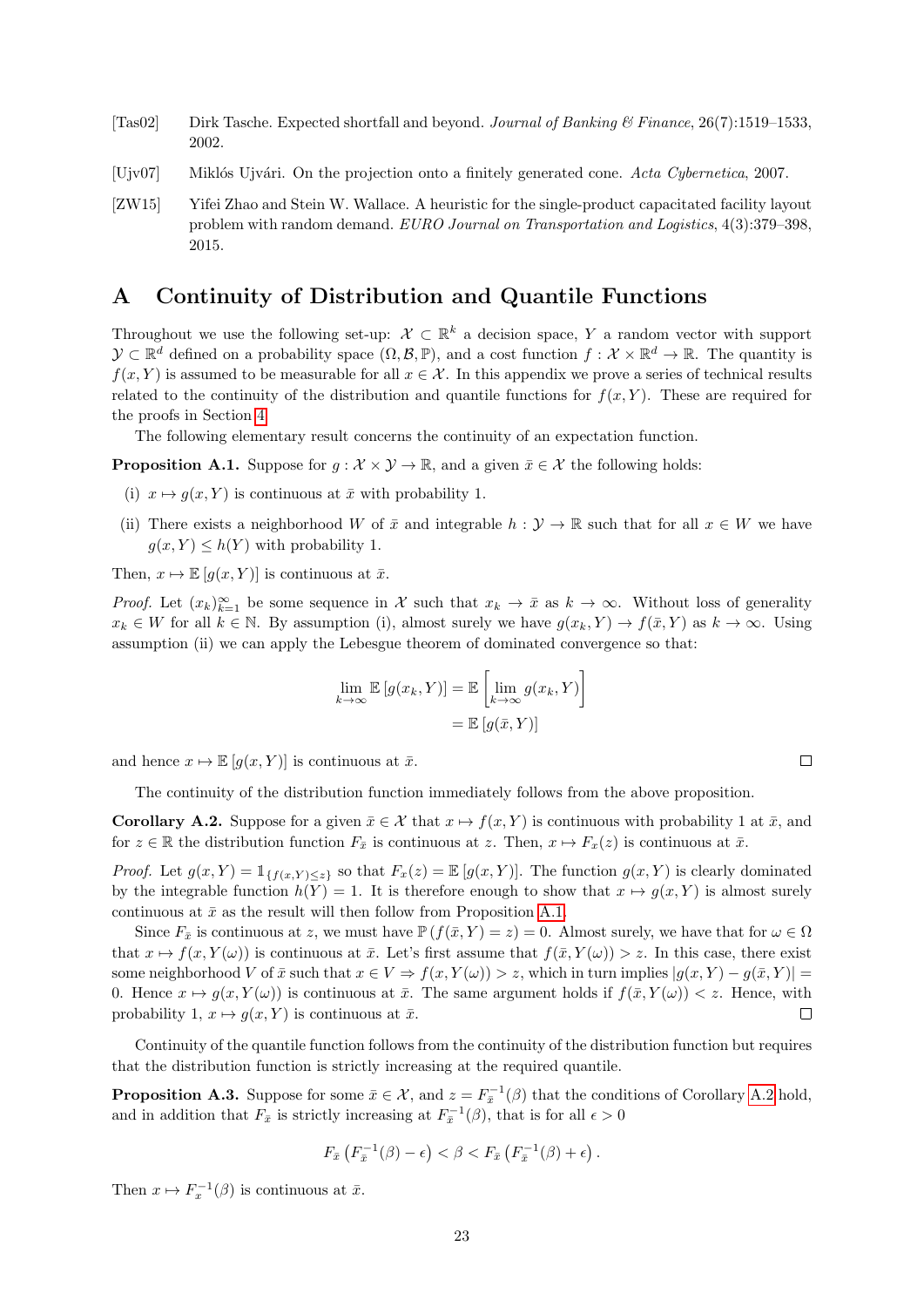[Tas02] Dirk Tasche. Expected shortfall and beyond. *Journal of Banking & Finance*, 26(7):1519–1533, 2002.

[Ujv07] Miklós Ujvári. On the projection onto a finitely generated cone. *Acta Cybernetica*, 2007.

[ZW15] Yifei Zhao and Stein W. Wallace. A heuristic for the single-product capacitated facility layout problem with random demand. *EURO Journal on Transportation and Logistics*, 4(3):379–398, 2015.

# A Continuity of Distribution and Quantile Functions

Throughout we use the following set-up: $\mathcal{X} \subset \mathbb{R}^k$ a decision space, $Y$ a random vector with support $\mathcal{Y} \subset \mathbb{R}^d$ defined on a probability space $(\Omega, \mathcal{B}, \mathbb{P})$, and a cost function $f : \mathcal{X} \times \mathbb{R}^d \to \mathbb{R}$. The quantity is $f(x, Y)$ is assumed to be measurable for all $x \in \mathcal{X}$. In this appendix we prove a series of technical results related to the continuity of the distribution and quantile functions for $f(x, Y)$. These are required for the proofs in Section 4.

The following elementary result concerns the continuity of an expectation function.

**Proposition A.1.** Suppose for $g : \mathcal{X} \times \mathcal{Y} \to \mathbb{R}$, and a given $\bar{x} \in \mathcal{X}$ the following holds:

(i) $x \mapsto g(x, Y)$ is continuous at $\bar{x}$ with probability 1.

(ii) There exists a neighborhood $W$ of $\bar{x}$ and integrable $h : \mathcal{Y} \to \mathbb{R}$ such that for all $x \in W$ we have $g(x, Y) \leq h(Y)$ with probability 1.

Then, $x \mapsto \mathbb{E}\left[g(x, Y)\right]$ is continuous at $\bar{x}$.

*Proof.* Let $(x_k)_{k=1}^{\infty}$ be some sequence in $\mathcal{X}$ such that $x_k \to \bar{x}$ as $k \to \infty$. Without loss of generality $x_k \in W$ for all $k \in \mathbb{N}$. By assumption (i), almost surely we have $g(x_k, Y) \to f(\bar{x}, Y)$ as $k \to \infty$. Using assumption (ii) we can apply the Lebesgue theorem of dominated convergence so that:

$$
\begin{aligned}
\lim_{k \to \infty} \mathbb{E}\left[g(x_k, Y)\right] &= \mathbb{E}\left[\lim_{k \to \infty} g(x_k, Y)\right] \\
&= \mathbb{E}\left[g(\bar{x}, Y)\right]
\end{aligned}
$$

and hence $x \mapsto \mathbb{E}\left[g(x, Y)\right]$ is continuous at $\bar{x}$. ☐

The continuity of the distribution function immediately follows from the above proposition.

**Corollary A.2.** Suppose for a given $\bar{x} \in \mathcal{X}$ that $x \mapsto f(x, Y)$ is continuous with probability 1 at $\bar{x}$, and for $z \in \mathbb{R}$ the distribution function $F_{\bar{x}}$ is continuous at $z$. Then, $x \mapsto F_x(z)$ is continuous at $\bar{x}$.

*Proof.* Let $g(x, Y) = \mathbb{1}_{\{f(x,Y) \leq z\}}$ so that $F_x(z) = \mathbb{E}\left[g(x, Y)\right]$. The function $g(x, Y)$ is clearly dominated by the integrable function $h(Y) = 1$. It is therefore enough to show that $x \mapsto g(x, Y)$ is almost surely continuous at $\bar{x}$ as the result will then follow from Proposition A.1.

Since $F_{\bar{x}}$ is continuous at $z$, we must have $\mathbb{P}\left(f(\bar{x}, Y) = z\right) = 0$. Almost surely, we have that for $\omega \in \Omega$ that $x \mapsto f(x, Y(\omega))$ is continuous at $\bar{x}$. Let's first assume that $f(\bar{x}, Y(\omega)) > z$. In this case, there exist some neighborhood $V$ of $\bar{x}$ such that $x \in V \Rightarrow f(x, Y(\omega)) > z$, which in turn implies $|g(x, Y) - g(\bar{x}, Y)| = 0$. Hence $x \mapsto g(x, Y(\omega))$ is continuous at $\bar{x}$. The same argument holds if $f(\bar{x}, Y(\omega)) < z$. Hence, with probability 1, $x \mapsto g(x, Y)$ is continuous at $\bar{x}$. ☐

Continuity of the quantile function follows from the continuity of the distribution function but requires that the distribution function is strictly increasing at the required quantile.

**Proposition A.3.** Suppose for some $\bar{x} \in \mathcal{X}$, and $z = F_{\bar{x}}^{-1}(\beta)$ that the conditions of Corollary A.2 hold, and in addition that $F_{\bar{x}}$ is strictly increasing at $F_{\bar{x}}^{-1}(\beta)$, that is for all $\epsilon > 0$

$$
F_{\bar{x}}\left(F_{\bar{x}}^{-1}(\beta) - \epsilon\right) < \beta < F_{\bar{x}}\left(F_{\bar{x}}^{-1}(\beta) + \epsilon\right).
$$

Then $x \mapsto F_x^{-1}(\beta)$ is continuous at $\bar{x}$.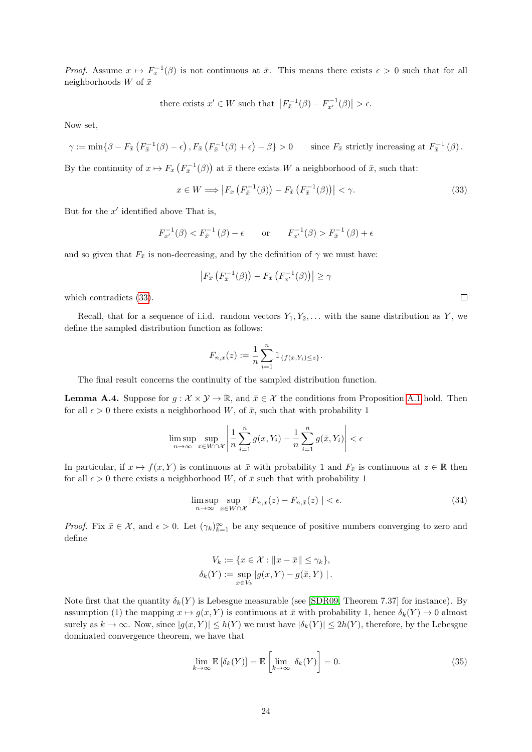*Proof.* Assume $x \mapsto F_x^{-1}(\beta)$ is not continuous at $\bar{x}$. This means there exists $\epsilon > 0$ such that for all neighborhoods $W$ of $\bar{x}$

$$\text{there exists } x' \in W \text{ such that } \left|F_{\bar{x}}^{-1}(\beta) - F_{x'}^{-1}(\beta)\right| > \epsilon.$$

Now set,

$$\gamma := \min\{\beta - F_{\bar{x}}\left(F_{\bar{x}}^{-1}(\beta) - \epsilon\right), F_{\bar{x}}\left(F_{\bar{x}}^{-1}(\beta) + \epsilon\right) - \beta\} > 0 \qquad \text{since } F_{\bar{x}} \text{ strictly increasing at } F_{\bar{x}}^{-1}(\beta).$$

By the continuity of $x \mapsto F_x\left(F_{\bar{x}}^{-1}(\beta)\right)$ at $\bar{x}$ there exists $W$ a neighborhood of $\bar{x}$, such that:

$$x \in W \implies \left|F_x\left(F_{\bar{x}}^{-1}(\beta)\right) - F_{\bar{x}}\left(F_{\bar{x}}^{-1}(\beta)\right)\right| < \gamma. \tag{33}$$

But for the $x'$ identified above That is,

$$F_{x'}^{-1}(\beta) < F_{\bar{x}}^{-1}(\beta) - \epsilon \qquad \text{or} \qquad F_{x'}^{-1}(\beta) > F_{\bar{x}}^{-1}(\beta) + \epsilon$$

and so given that $F_{\bar{x}}$ is non-decreasing, and by the definition of $\gamma$ we must have:

$$\left|F_{\bar{x}}\left(F_{\bar{x}}^{-1}(\beta)\right) - F_{\bar{x}}\left(F_{x'}^{-1}(\beta)\right)\right| \geq \gamma$$

which contradicts (33). $\square$

Recall, that for a sequence of i.i.d. random vectors $Y_1, Y_2, \dots$ with the same distribution as $Y$, we define the sampled distribution function as follows:

$$F_{n,x}(z) := \frac{1}{n}\sum_{i=1}^{n} \mathbb{1}_{\{f(x,Y_i) \leq z\}}.$$

The final result concerns the continuity of the sampled distribution function.

**Lemma A.4.** Suppose for $g : \mathcal{X} \times \mathcal{Y} \to \mathbb{R}$, and $\bar{x} \in \mathcal{X}$ the conditions from Proposition A.1 hold. Then for all $\epsilon > 0$ there exists a neighborhood $W$, of $\bar{x}$, such that with probability 1

$$\limsup_{n\to\infty} \sup_{x \in W \cap \mathcal{X}} \left|\frac{1}{n}\sum_{i=1}^{n} g(x, Y_i) - \frac{1}{n}\sum_{i=1}^{n} g(\bar{x}, Y_i)\right| < \epsilon$$

In particular, if $x \mapsto f(x, Y)$ is continuous at $\bar{x}$ with probability 1 and $F_{\bar{x}}$ is continuous at $z \in \mathbb{R}$ then for all $\epsilon > 0$ there exists a neighborhood $W$, of $\bar{x}$ such that with probability 1

$$\limsup_{n\to\infty} \sup_{x \in W \cap \mathcal{X}} \left|F_{n,x}(z) - F_{n,\bar{x}}(z)\right| < \epsilon. \tag{34}$$

*Proof.* Fix $\bar{x} \in \mathcal{X}$, and $\epsilon > 0$. Let $(\gamma_k)_{k=1}^{\infty}$ be any sequence of positive numbers converging to zero and define

$$V_k := \{x \in \mathcal{X} : \|x - \bar{x}\| \leq \gamma_k\},$$
$$\delta_k(Y) := \sup_{x \in V_k} |g(x, Y) - g(\bar{x}, Y)|.$$

Note first that the quantity $\delta_k(Y)$ is Lebesgue measurable (see [SDR09, Theorem 7.37] for instance). By assumption (1) the mapping $x \mapsto g(x, Y)$ is continuous at $\bar{x}$ with probability 1, hence $\delta_k(Y) \to 0$ almost surely as $k \to \infty$. Now, since $|g(x, Y)| \leq h(Y)$ we must have $|\delta_k(Y)| \leq 2h(Y)$, therefore, by the Lebesgue dominated convergence theorem, we have that

$$\lim_{k\to\infty} \mathbb{E}\left[\delta_k(Y)\right] = \mathbb{E}\left[\lim_{k\to\infty} \delta_k(Y)\right] = 0. \tag{35}$$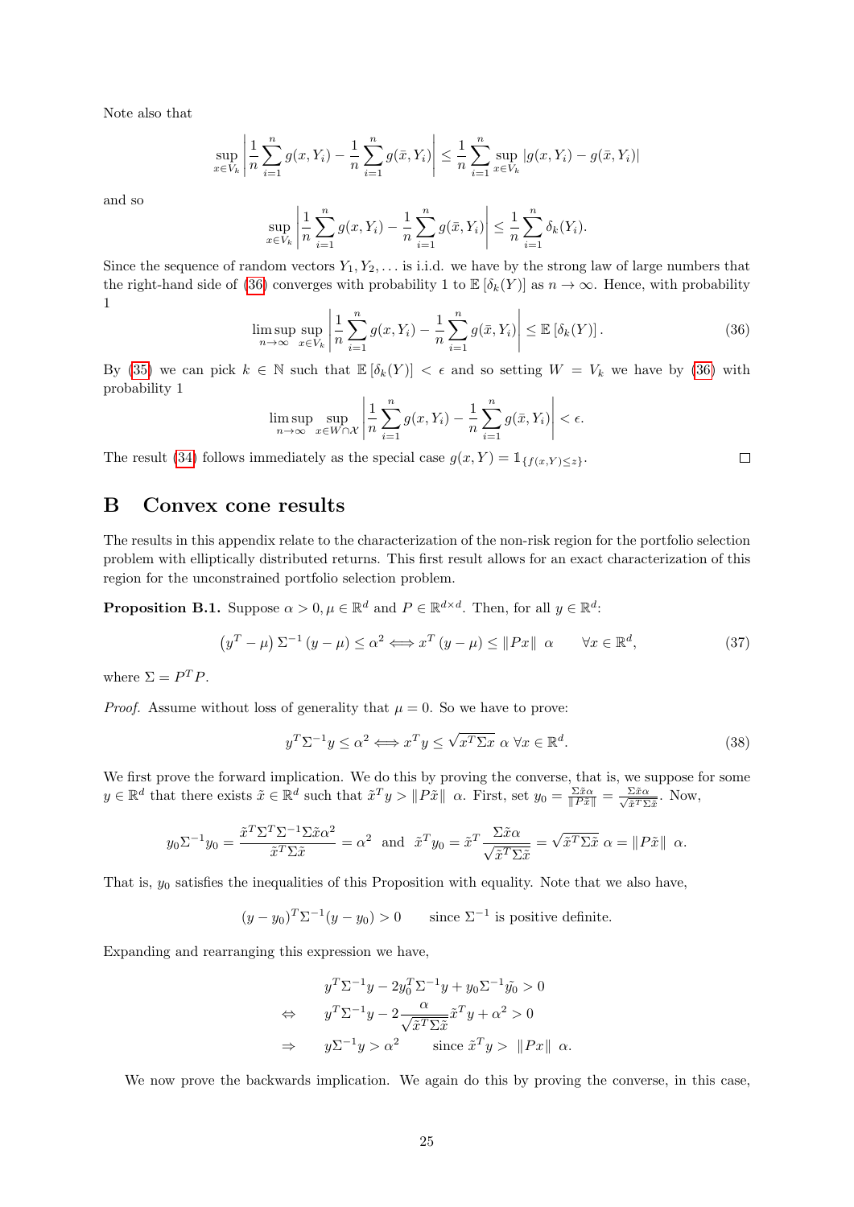Note also that

$$\sup_{x\in V_k}\left|\frac{1}{n}\sum_{i=1}^{n}g(x,Y_i)-\frac{1}{n}\sum_{i=1}^{n}g(\bar{x},Y_i)\right|\leq\frac{1}{n}\sum_{i=1}^{n}\sup_{x\in V_k}|g(x,Y_i)-g(\bar{x},Y_i)|$$

and so

$$\sup_{x\in V_k}\left|\frac{1}{n}\sum_{i=1}^{n}g(x,Y_i)-\frac{1}{n}\sum_{i=1}^{n}g(\bar{x},Y_i)\right|\leq\frac{1}{n}\sum_{i=1}^{n}\delta_k(Y_i).$$

Since the sequence of random vectors $Y_1, Y_2, \ldots$ is i.i.d. we have by the strong law of large numbers that the right-hand side of (36) converges with probability 1 to $\mathbb{E}\left[\delta_k(Y)\right]$ as $n\to\infty$. Hence, with probability 1

$$\limsup_{n\to\infty}\sup_{x\in V_k}\left|\frac{1}{n}\sum_{i=1}^{n}g(x,Y_i)-\frac{1}{n}\sum_{i=1}^{n}g(\bar{x},Y_i)\right|\leq\mathbb{E}\left[\delta_k(Y)\right]. \tag{36}$$

By (35) we can pick $k\in\mathbb{N}$ such that $\mathbb{E}\left[\delta_k(Y)\right]<\epsilon$ and so setting $W=V_k$ we have by (36) with probability 1

$$\limsup_{n\to\infty}\sup_{x\in W\cap\mathcal{X}}\left|\frac{1}{n}\sum_{i=1}^{n}g(x,Y_i)-\frac{1}{n}\sum_{i=1}^{n}g(\bar{x},Y_i)\right|<\epsilon.$$

The result (34) follows immediately as the special case $g(x,Y)=\mathbb{1}_{\{f(x,Y)\leq z\}}$. ☐

# B Convex cone results

The results in this appendix relate to the characterization of the non-risk region for the portfolio selection problem with elliptically distributed returns. This first result allows for an exact characterization of this region for the unconstrained portfolio selection problem.

**Proposition B.1.** Suppose $\alpha>0, \mu\in\mathbb{R}^d$ and $P\in\mathbb{R}^{d\times d}$. Then, for all $y\in\mathbb{R}^d$:

$$\left(y^T-\mu\right)\Sigma^{-1}\left(y-\mu\right)\leq\alpha^2\iff x^T\left(y-\mu\right)\leq\|Px\|\ \alpha\qquad\forall x\in\mathbb{R}^d, \tag{37}$$

where $\Sigma=P^TP$.

*Proof.* Assume without loss of generality that $\mu=0$. So we have to prove:

$$y^T\Sigma^{-1}y\leq\alpha^2\iff x^Ty\leq\sqrt{x^T\Sigma x}\ \alpha\ \forall x\in\mathbb{R}^d. \tag{38}$$

We first prove the forward implication. We do this by proving the converse, that is, we suppose for some $y\in\mathbb{R}^d$ that there exists $\tilde{x}\in\mathbb{R}^d$ such that $\tilde{x}^Ty>\|P\tilde{x}\|\ \alpha$. First, set $y_0=\frac{\Sigma\tilde{x}\alpha}{\|P\tilde{x}\|}=\frac{\Sigma\tilde{x}\alpha}{\sqrt{\tilde{x}^T\Sigma\tilde{x}}}$. Now,

$$y_0\Sigma^{-1}y_0=\frac{\tilde{x}^T\Sigma^T\Sigma^{-1}\Sigma\tilde{x}\alpha^2}{\tilde{x}^T\Sigma\tilde{x}}=\alpha^2\ \text{ and }\ \tilde{x}^Ty_0=\tilde{x}^T\frac{\Sigma\tilde{x}\alpha}{\sqrt{\tilde{x}^T\Sigma\tilde{x}}}=\sqrt{\tilde{x}^T\Sigma\tilde{x}}\ \alpha=\|P\tilde{x}\|\ \alpha.$$

That is, $y_0$ satisfies the inequalities of this Proposition with equality. Note that we also have,

$$(y-y_0)^T\Sigma^{-1}(y-y_0)>0\qquad\text{since }\Sigma^{-1}\text{ is positive definite.}$$

Expanding and rearranging this expression we have,

$$\begin{aligned}
&y^T\Sigma^{-1}y-2y_0^T\Sigma^{-1}y+y_0\Sigma^{-1}\tilde{y_0}>0\\
\Leftrightarrow\quad&y^T\Sigma^{-1}y-2\frac{\alpha}{\sqrt{\tilde{x}^T\Sigma\tilde{x}}}\tilde{x}^Ty+\alpha^2>0\\
\Rightarrow\quad&y\Sigma^{-1}y>\alpha^2\qquad\text{since }\tilde{x}^Ty>\ \|Px\|\ \alpha.
\end{aligned}$$

We now prove the backwards implication. We again do this by proving the converse, in this case,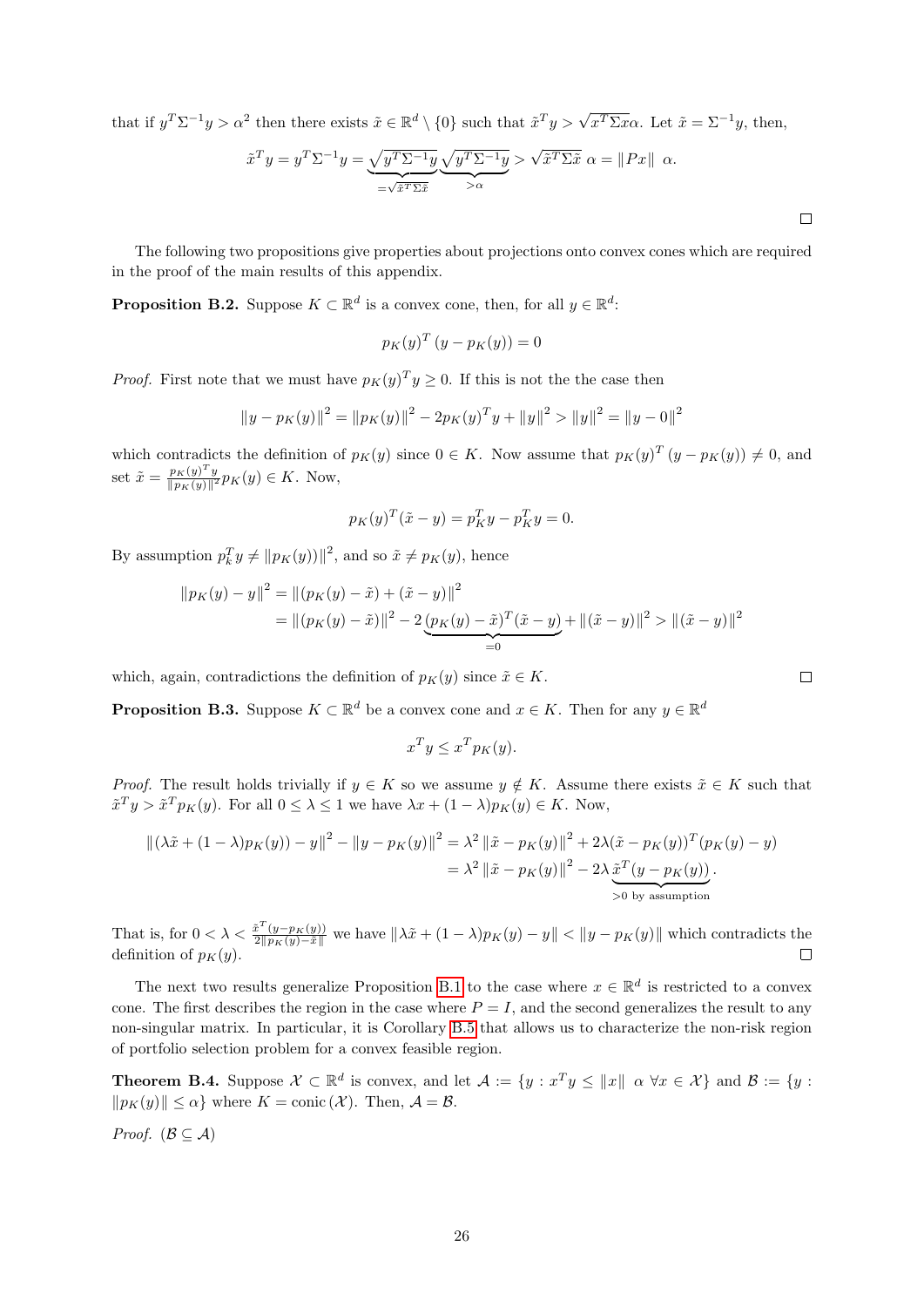that if $y^T \Sigma^{-1} y > \alpha^2$ then there exists $\tilde{x} \in \mathbb{R}^d \setminus \{0\}$ such that $\tilde{x}^T y > \sqrt{x^T \Sigma x} \alpha$. Let $\tilde{x} = \Sigma^{-1} y$, then,

$$\tilde{x}^T y = y^T \Sigma^{-1} y = \underbrace{\sqrt{y^T \Sigma^{-1} y}}_{=\sqrt{\tilde{x}^T \Sigma \tilde{x}}} \underbrace{\sqrt{y^T \Sigma^{-1} y}}_{>\alpha} > \sqrt{\tilde{x}^T \Sigma \tilde{x}} \; \alpha = \|Px\| \; \alpha.$$

□

The following two propositions give properties about projections onto convex cones which are required in the proof of the main results of this appendix.

**Proposition B.2.** Suppose $K \subset \mathbb{R}^d$ is a convex cone, then, for all $y \in \mathbb{R}^d$:

$$p_K(y)^T (y - p_K(y)) = 0$$

*Proof.* First note that we must have $p_K(y)^T y \geq 0$. If this is not the the case then

$$\|y - p_K(y)\|^2 = \|p_K(y)\|^2 - 2p_K(y)^T y + \|y\|^2 > \|y\|^2 = \|y - 0\|^2$$

which contradicts the definition of $p_K(y)$ since $0 \in K$. Now assume that $p_K(y)^T (y - p_K(y)) \neq 0$, and set $\tilde{x} = \frac{p_K(y)^T y}{\|p_K(y)\|^2} p_K(y) \in K$. Now,

$$p_K(y)^T (\tilde{x} - y) = p_K^T y - p_K^T y = 0.$$

By assumption $p_k^T y \neq \|p_K(y))\|^2$, and so $\tilde{x} \neq p_K(y)$, hence

$$\begin{aligned}
\|p_K(y) - y\|^2 &= \|(p_K(y) - \tilde{x}) + (\tilde{x} - y)\|^2 \\
&= \|(p_K(y) - \tilde{x})\|^2 - 2 \underbrace{(p_K(y) - \tilde{x})^T (\tilde{x} - y)}_{=0} + \|(\tilde{x} - y)\|^2 > \|(\tilde{x} - y)\|^2
\end{aligned}$$

which, again, contradictions the definition of $p_K(y)$ since $\tilde{x} \in K$. □

**Proposition B.3.** Suppose $K \subset \mathbb{R}^d$ be a convex cone and $x \in K$. Then for any $y \in \mathbb{R}^d$

$$x^T y \leq x^T p_K(y).$$

*Proof.* The result holds trivially if $y \in K$ so we assume $y \notin K$. Assume there exists $\tilde{x} \in K$ such that $\tilde{x}^T y > \tilde{x}^T p_K(y)$. For all $0 \leq \lambda \leq 1$ we have $\lambda x + (1 - \lambda) p_K(y) \in K$. Now,

$$\begin{aligned}
\|(\lambda \tilde{x} + (1 - \lambda) p_K(y)) - y\|^2 - \|y - p_K(y)\|^2 &= \lambda^2 \|\tilde{x} - p_K(y)\|^2 + 2\lambda (\tilde{x} - p_K(y))^T (p_K(y) - y) \\
&= \lambda^2 \|\tilde{x} - p_K(y)\|^2 - 2\lambda \underbrace{\tilde{x}^T (y - p_K(y))}_{>0 \text{ by assumption}}.
\end{aligned}$$

That is, for $0 < \lambda < \frac{\tilde{x}^T (y - p_K(y))}{2\|p_K(y) - \tilde{x}\|}$ we have $\|\lambda \tilde{x} + (1 - \lambda) p_K(y) - y\| < \|y - p_K(y)\|$ which contradicts the definition of $p_K(y)$. □

The next two results generalize Proposition B.1 to the case where $x \in \mathbb{R}^d$ is restricted to a convex cone. The first describes the region in the case where $P = I$, and the second generalizes the result to any non-singular matrix. In particular, it is Corollary B.5 that allows us to characterize the non-risk region of portfolio selection problem for a convex feasible region.

**Theorem B.4.** Suppose $\mathcal{X} \subset \mathbb{R}^d$ is convex, and let $\mathcal{A} := \{y : x^T y \leq \|x\| \; \alpha \; \forall x \in \mathcal{X}\}$ and $\mathcal{B} := \{y : \|p_K(y)\| \leq \alpha\}$ where $K = \text{conic}(\mathcal{X})$. Then, $\mathcal{A} = \mathcal{B}$.

*Proof.* $(\mathcal{B} \subseteq \mathcal{A})$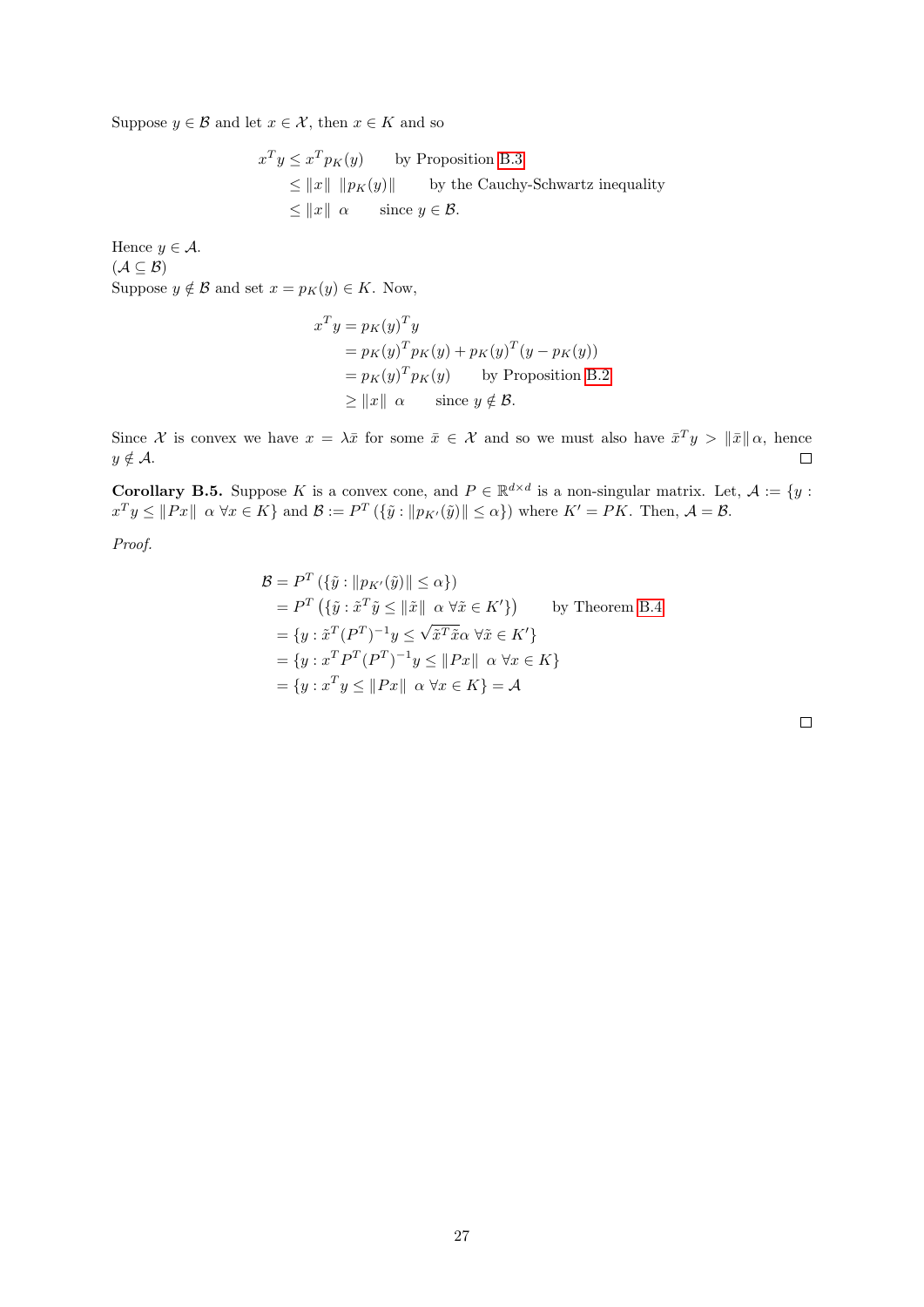Suppose $y \in \mathcal{B}$ and let $x \in \mathcal{X}$, then $x \in K$ and so

$$
\begin{aligned}
x^T y &\leq x^T p_K(y) && \text{by Proposition B.3} \\
&\leq \|x\| \; \|p_K(y)\| && \text{by the Cauchy-Schwartz inequality} \\
&\leq \|x\| \; \alpha && \text{since } y \in \mathcal{B}.
\end{aligned}
$$

Hence $y \in \mathcal{A}$.
($\mathcal{A} \subseteq \mathcal{B}$)
Suppose $y \notin \mathcal{B}$ and set $x = p_K(y) \in K$. Now,

$$
\begin{aligned}
x^T y &= p_K(y)^T y \\
&= p_K(y)^T p_K(y) + p_K(y)^T (y - p_K(y)) \\
&= p_K(y)^T p_K(y) && \text{by Proposition B.2} \\
&\geq \|x\| \; \alpha && \text{since } y \notin \mathcal{B}.
\end{aligned}
$$

Since $\mathcal{X}$ is convex we have $x = \lambda \bar{x}$ for some $\bar{x} \in \mathcal{X}$ and so we must also have $\bar{x}^T y > \|\bar{x}\| \alpha$, hence $y \notin \mathcal{A}$. □

**Corollary B.5.** Suppose $K$ is a convex cone, and $P \in \mathbb{R}^{d \times d}$ is a non-singular matrix. Let, $\mathcal{A} := \{y : x^T y \leq \|Px\| \; \alpha \; \forall x \in K\}$ and $\mathcal{B} := P^T (\{\tilde{y} : \|p_{K'}(\tilde{y})\| \leq \alpha\})$ where $K' = PK$. Then, $\mathcal{A} = \mathcal{B}$.

*Proof.*

$$
\begin{aligned}
\mathcal{B} &= P^T (\{\tilde{y} : \|p_{K'}(\tilde{y})\| \leq \alpha\}) \\
&= P^T \left(\{\tilde{y} : \tilde{x}^T \tilde{y} \leq \|\tilde{x}\| \; \alpha \; \forall \tilde{x} \in K'\}\right) && \text{by Theorem B.4} \\
&= \{y : \tilde{x}^T (P^T)^{-1} y \leq \sqrt{\tilde{x}^T \tilde{x}} \alpha \; \forall \tilde{x} \in K'\} \\
&= \{y : x^T P^T (P^T)^{-1} y \leq \|Px\| \; \alpha \; \forall x \in K\} \\
&= \{y : x^T y \leq \|Px\| \; \alpha \; \forall x \in K\} = \mathcal{A}
\end{aligned}
$$

□